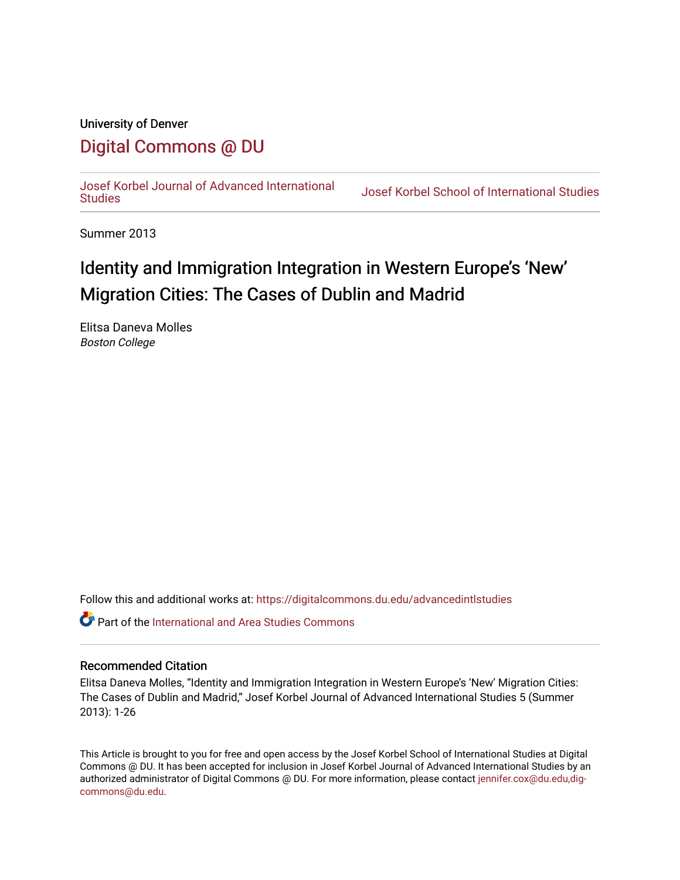University of Denver

# Digital Commons @ DU

Josef Korbel Journal of Advanced International Studies

Josef Korbel School of International Studies

Summer 2013

# Identity and Immigration Integration in Western Europe's 'New' Migration Cities: The Cases of Dublin and Madrid

Elitsa Daneva Molles
*Boston College*

Follow this and additional works at: https://digitalcommons.du.edu/advancedintlstudies

Part of the International and Area Studies Commons

## Recommended Citation

Elitsa Daneva Molles, "Identity and Immigration Integration in Western Europe's 'New' Migration Cities: The Cases of Dublin and Madrid," Josef Korbel Journal of Advanced International Studies 5 (Summer 2013): 1-26

This Article is brought to you for free and open access by the Josef Korbel School of International Studies at Digital Commons @ DU. It has been accepted for inclusion in Josef Korbel Journal of Advanced International Studies by an authorized administrator of Digital Commons @ DU. For more information, please contact jennifer.cox@du.edu,dig-commons@du.edu.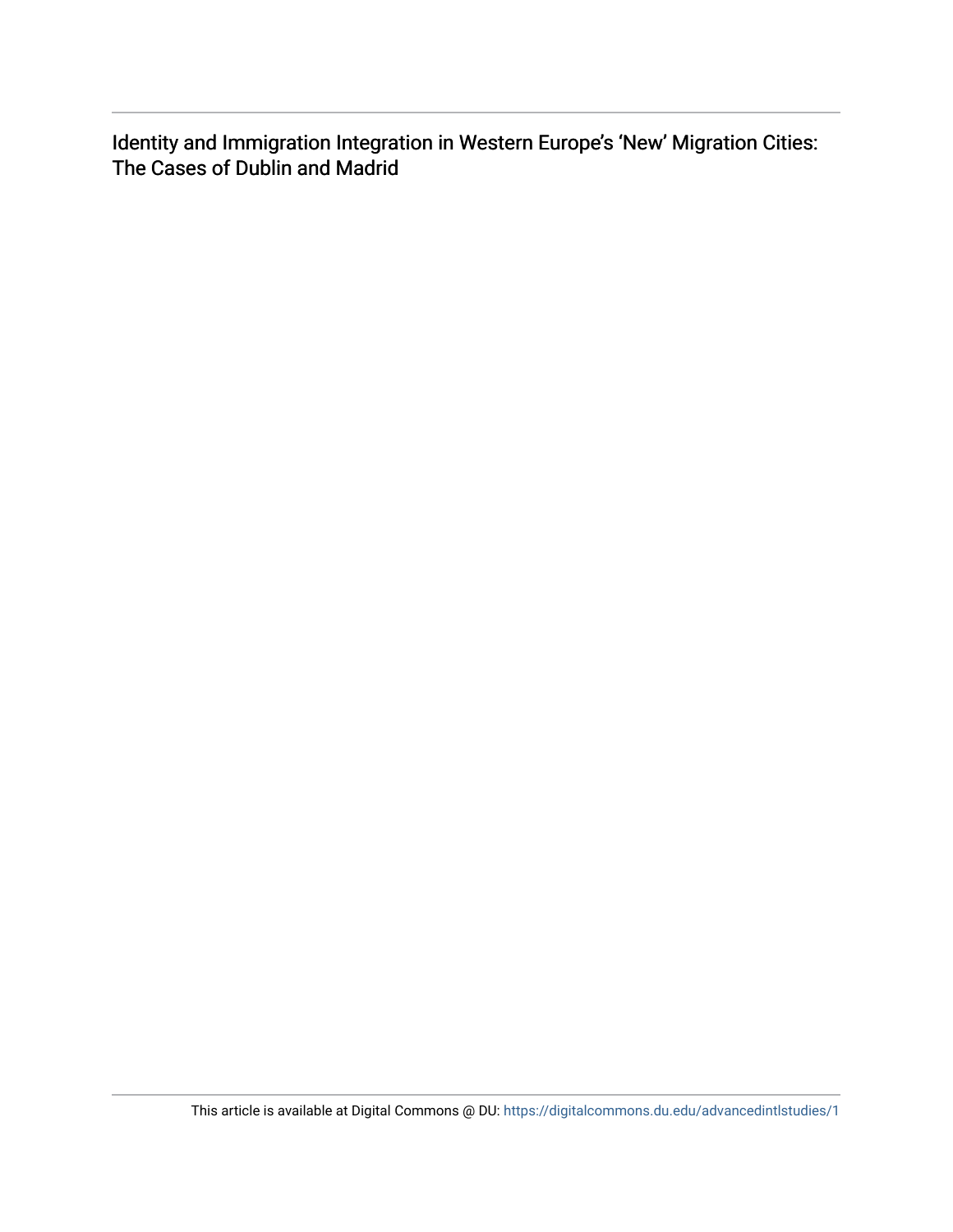Identity and Immigration Integration in Western Europe's 'New' Migration Cities: The Cases of Dublin and Madrid

This article is available at Digital Commons @ DU: https://digitalcommons.du.edu/advancedintlstudies/1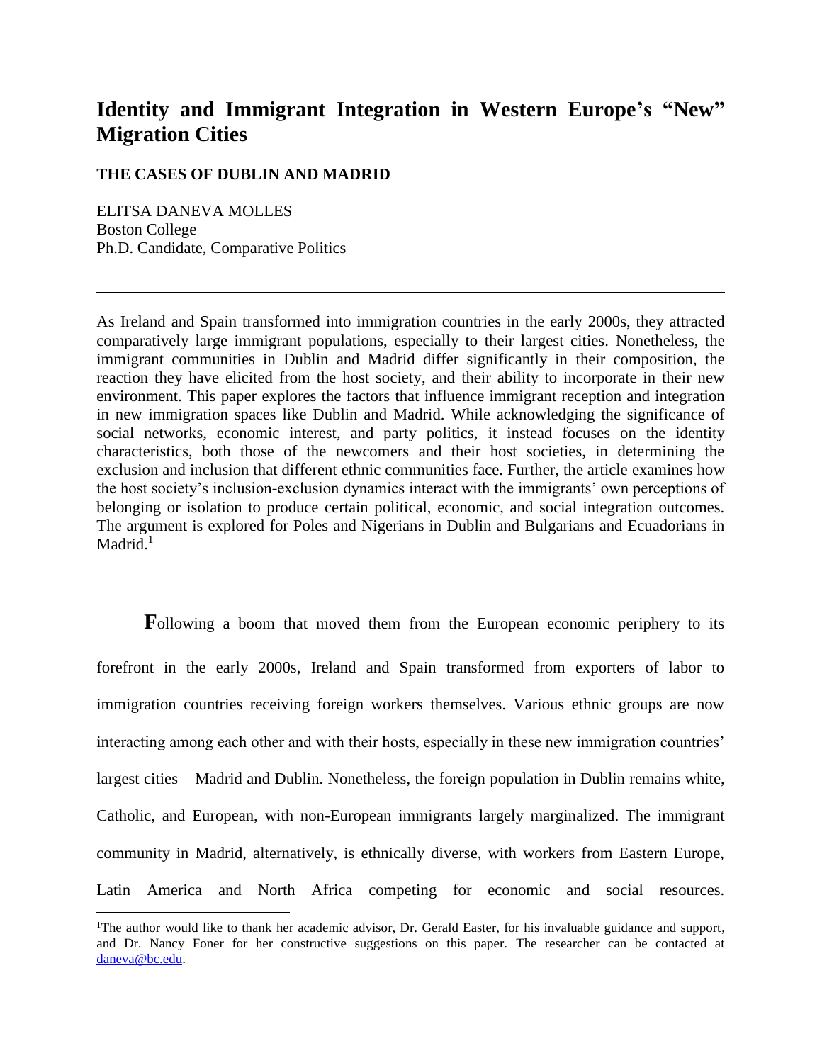# Identity and Immigrant Integration in Western Europe's "New" Migration Cities

**THE CASES OF DUBLIN AND MADRID**

ELITSA DANEVA MOLLES
Boston College
Ph.D. Candidate, Comparative Politics

---

As Ireland and Spain transformed into immigration countries in the early 2000s, they attracted comparatively large immigrant populations, especially to their largest cities. Nonetheless, the immigrant communities in Dublin and Madrid differ significantly in their composition, the reaction they have elicited from the host society, and their ability to incorporate in their new environment. This paper explores the factors that influence immigrant reception and integration in new immigration spaces like Dublin and Madrid. While acknowledging the significance of social networks, economic interest, and party politics, it instead focuses on the identity characteristics, both those of the newcomers and their host societies, in determining the exclusion and inclusion that different ethnic communities face. Further, the article examines how the host society's inclusion-exclusion dynamics interact with the immigrants' own perceptions of belonging or isolation to produce certain political, economic, and social integration outcomes. The argument is explored for Poles and Nigerians in Dublin and Bulgarians and Ecuadorians in Madrid.[1]

---

**F**ollowing a boom that moved them from the European economic periphery to its forefront in the early 2000s, Ireland and Spain transformed from exporters of labor to immigration countries receiving foreign workers themselves. Various ethnic groups are now interacting among each other and with their hosts, especially in these new immigration countries' largest cities – Madrid and Dublin. Nonetheless, the foreign population in Dublin remains white, Catholic, and European, with non-European immigrants largely marginalized. The immigrant community in Madrid, alternatively, is ethnically diverse, with workers from Eastern Europe, Latin America and North Africa competing for economic and social resources.

[1]The author would like to thank her academic advisor, Dr. Gerald Easter, for his invaluable guidance and support, and Dr. Nancy Foner for her constructive suggestions on this paper. The researcher can be contacted at daneva@bc.edu.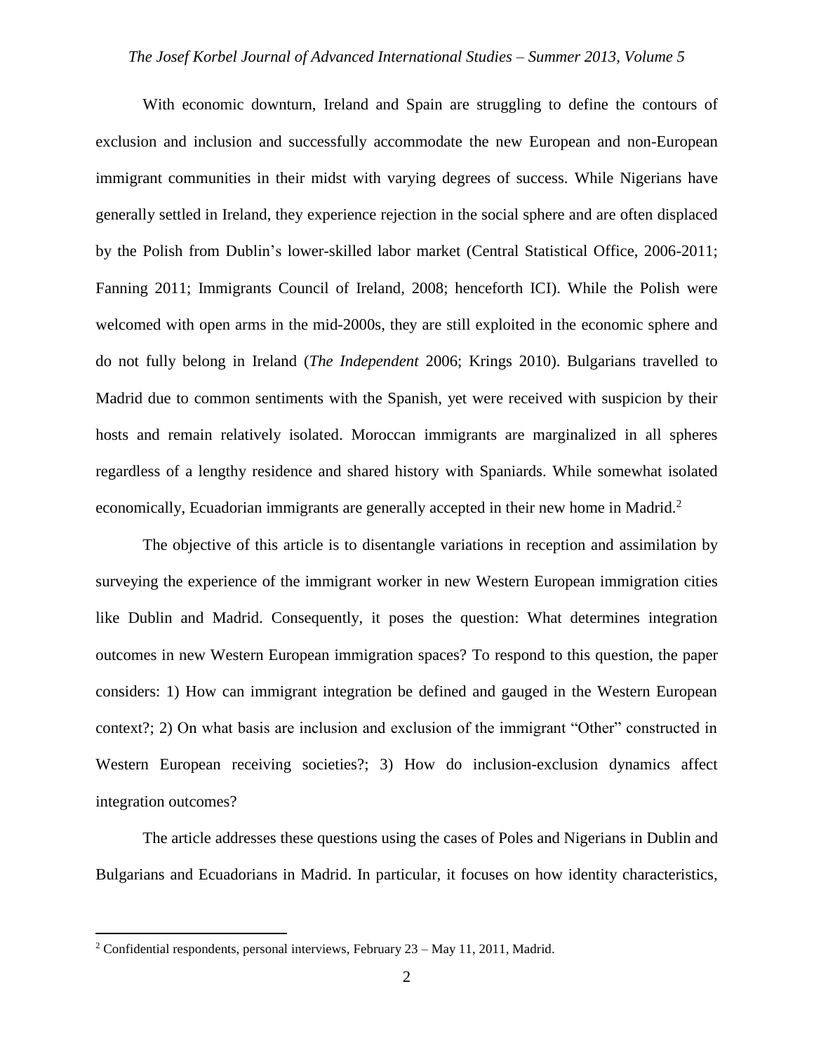With economic downturn, Ireland and Spain are struggling to define the contours of exclusion and inclusion and successfully accommodate the new European and non-European immigrant communities in their midst with varying degrees of success. While Nigerians have generally settled in Ireland, they experience rejection in the social sphere and are often displaced by the Polish from Dublin's lower-skilled labor market (Central Statistical Office, 2006-2011; Fanning 2011; Immigrants Council of Ireland, 2008; henceforth ICI). While the Polish were welcomed with open arms in the mid-2000s, they are still exploited in the economic sphere and do not fully belong in Ireland (*The Independent* 2006; Krings 2010). Bulgarians travelled to Madrid due to common sentiments with the Spanish, yet were received with suspicion by their hosts and remain relatively isolated. Moroccan immigrants are marginalized in all spheres regardless of a lengthy residence and shared history with Spaniards. While somewhat isolated economically, Ecuadorian immigrants are generally accepted in their new home in Madrid.[2]

The objective of this article is to disentangle variations in reception and assimilation by surveying the experience of the immigrant worker in new Western European immigration cities like Dublin and Madrid. Consequently, it poses the question: What determines integration outcomes in new Western European immigration spaces? To respond to this question, the paper considers: 1) How can immigrant integration be defined and gauged in the Western European context?; 2) On what basis are inclusion and exclusion of the immigrant "Other" constructed in Western European receiving societies?; 3) How do inclusion-exclusion dynamics affect integration outcomes?

The article addresses these questions using the cases of Poles and Nigerians in Dublin and Bulgarians and Ecuadorians in Madrid. In particular, it focuses on how identity characteristics,

[2] Confidential respondents, personal interviews, February 23 – May 11, 2011, Madrid.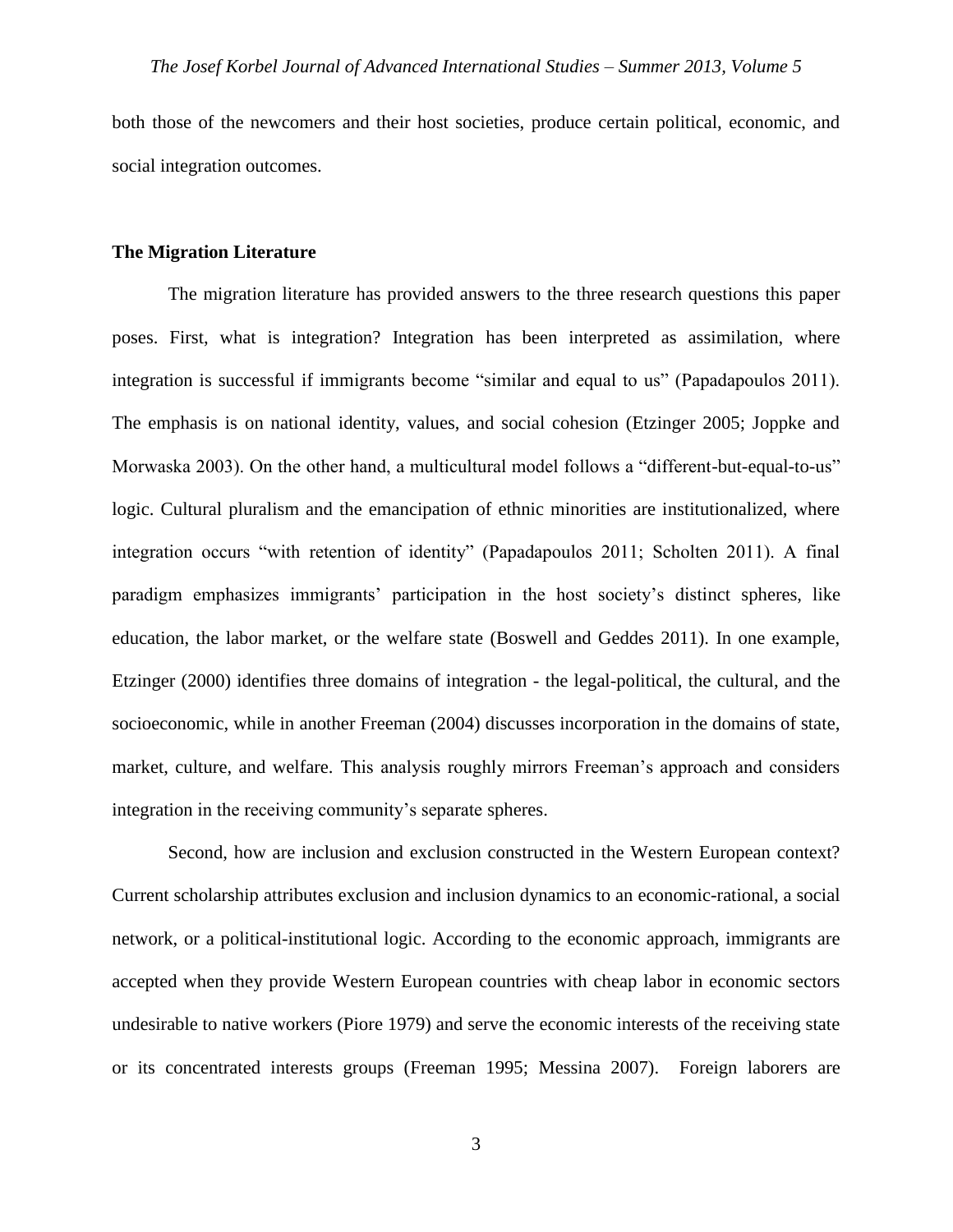both those of the newcomers and their host societies, produce certain political, economic, and social integration outcomes.

## The Migration Literature

The migration literature has provided answers to the three research questions this paper poses. First, what is integration? Integration has been interpreted as assimilation, where integration is successful if immigrants become "similar and equal to us" (Papadapoulos 2011). The emphasis is on national identity, values, and social cohesion (Etzinger 2005; Joppke and Morwaska 2003). On the other hand, a multicultural model follows a "different-but-equal-to-us" logic. Cultural pluralism and the emancipation of ethnic minorities are institutionalized, where integration occurs "with retention of identity" (Papadapoulos 2011; Scholten 2011). A final paradigm emphasizes immigrants' participation in the host society's distinct spheres, like education, the labor market, or the welfare state (Boswell and Geddes 2011). In one example, Etzinger (2000) identifies three domains of integration - the legal-political, the cultural, and the socioeconomic, while in another Freeman (2004) discusses incorporation in the domains of state, market, culture, and welfare. This analysis roughly mirrors Freeman's approach and considers integration in the receiving community's separate spheres.

Second, how are inclusion and exclusion constructed in the Western European context? Current scholarship attributes exclusion and inclusion dynamics to an economic-rational, a social network, or a political-institutional logic. According to the economic approach, immigrants are accepted when they provide Western European countries with cheap labor in economic sectors undesirable to native workers (Piore 1979) and serve the economic interests of the receiving state or its concentrated interests groups (Freeman 1995; Messina 2007). Foreign laborers are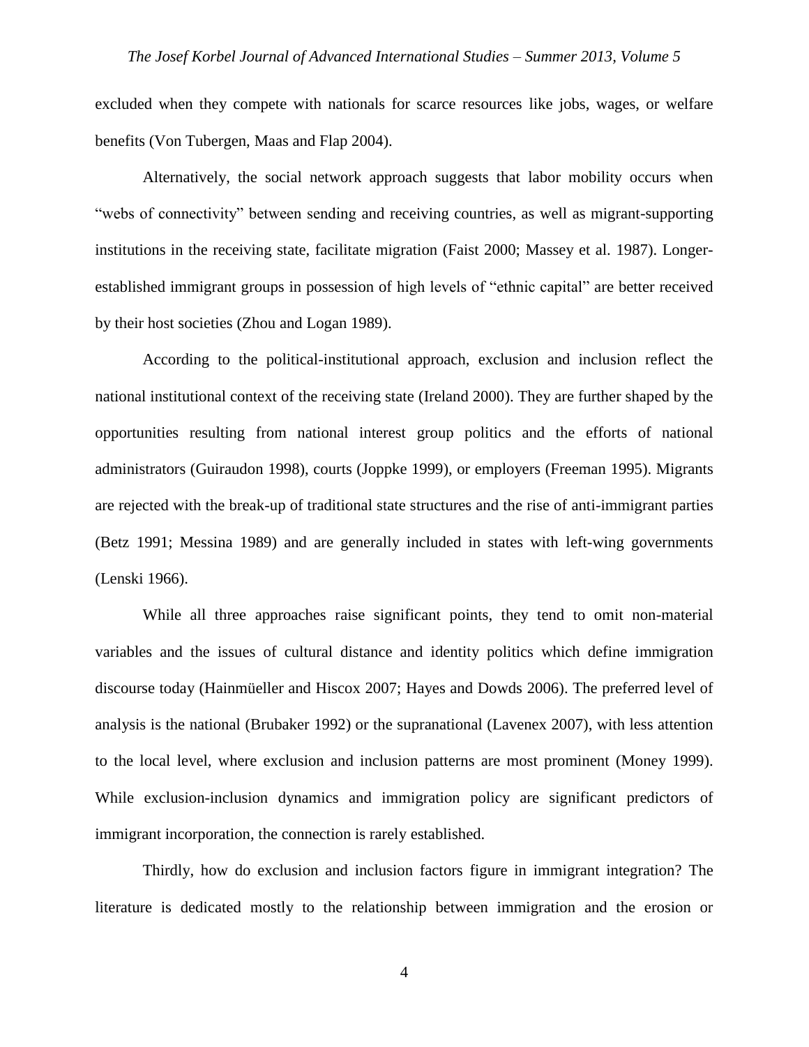excluded when they compete with nationals for scarce resources like jobs, wages, or welfare benefits (Von Tubergen, Maas and Flap 2004).

Alternatively, the social network approach suggests that labor mobility occurs when "webs of connectivity" between sending and receiving countries, as well as migrant-supporting institutions in the receiving state, facilitate migration (Faist 2000; Massey et al. 1987). Longer-established immigrant groups in possession of high levels of "ethnic capital" are better received by their host societies (Zhou and Logan 1989).

According to the political-institutional approach, exclusion and inclusion reflect the national institutional context of the receiving state (Ireland 2000). They are further shaped by the opportunities resulting from national interest group politics and the efforts of national administrators (Guiraudon 1998), courts (Joppke 1999), or employers (Freeman 1995). Migrants are rejected with the break-up of traditional state structures and the rise of anti-immigrant parties (Betz 1991; Messina 1989) and are generally included in states with left-wing governments (Lenski 1966).

While all three approaches raise significant points, they tend to omit non-material variables and the issues of cultural distance and identity politics which define immigration discourse today (Hainmüeller and Hiscox 2007; Hayes and Dowds 2006). The preferred level of analysis is the national (Brubaker 1992) or the supranational (Lavenex 2007), with less attention to the local level, where exclusion and inclusion patterns are most prominent (Money 1999). While exclusion-inclusion dynamics and immigration policy are significant predictors of immigrant incorporation, the connection is rarely established.

Thirdly, how do exclusion and inclusion factors figure in immigrant integration? The literature is dedicated mostly to the relationship between immigration and the erosion or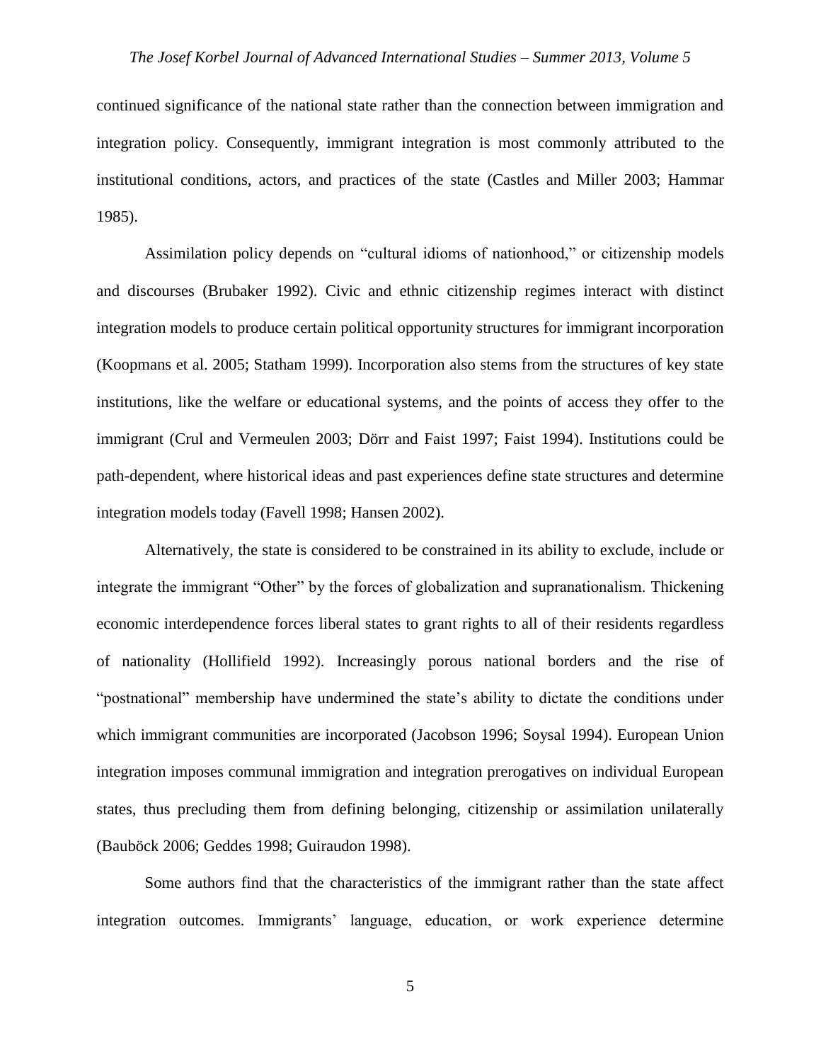continued significance of the national state rather than the connection between immigration and integration policy. Consequently, immigrant integration is most commonly attributed to the institutional conditions, actors, and practices of the state (Castles and Miller 2003; Hammar 1985).

Assimilation policy depends on "cultural idioms of nationhood," or citizenship models and discourses (Brubaker 1992). Civic and ethnic citizenship regimes interact with distinct integration models to produce certain political opportunity structures for immigrant incorporation (Koopmans et al. 2005; Statham 1999). Incorporation also stems from the structures of key state institutions, like the welfare or educational systems, and the points of access they offer to the immigrant (Crul and Vermeulen 2003; Dörr and Faist 1997; Faist 1994). Institutions could be path-dependent, where historical ideas and past experiences define state structures and determine integration models today (Favell 1998; Hansen 2002).

Alternatively, the state is considered to be constrained in its ability to exclude, include or integrate the immigrant "Other" by the forces of globalization and supranationalism. Thickening economic interdependence forces liberal states to grant rights to all of their residents regardless of nationality (Hollifield 1992). Increasingly porous national borders and the rise of "postnational" membership have undermined the state's ability to dictate the conditions under which immigrant communities are incorporated (Jacobson 1996; Soysal 1994). European Union integration imposes communal immigration and integration prerogatives on individual European states, thus precluding them from defining belonging, citizenship or assimilation unilaterally (Bauböck 2006; Geddes 1998; Guiraudon 1998).

Some authors find that the characteristics of the immigrant rather than the state affect integration outcomes. Immigrants' language, education, or work experience determine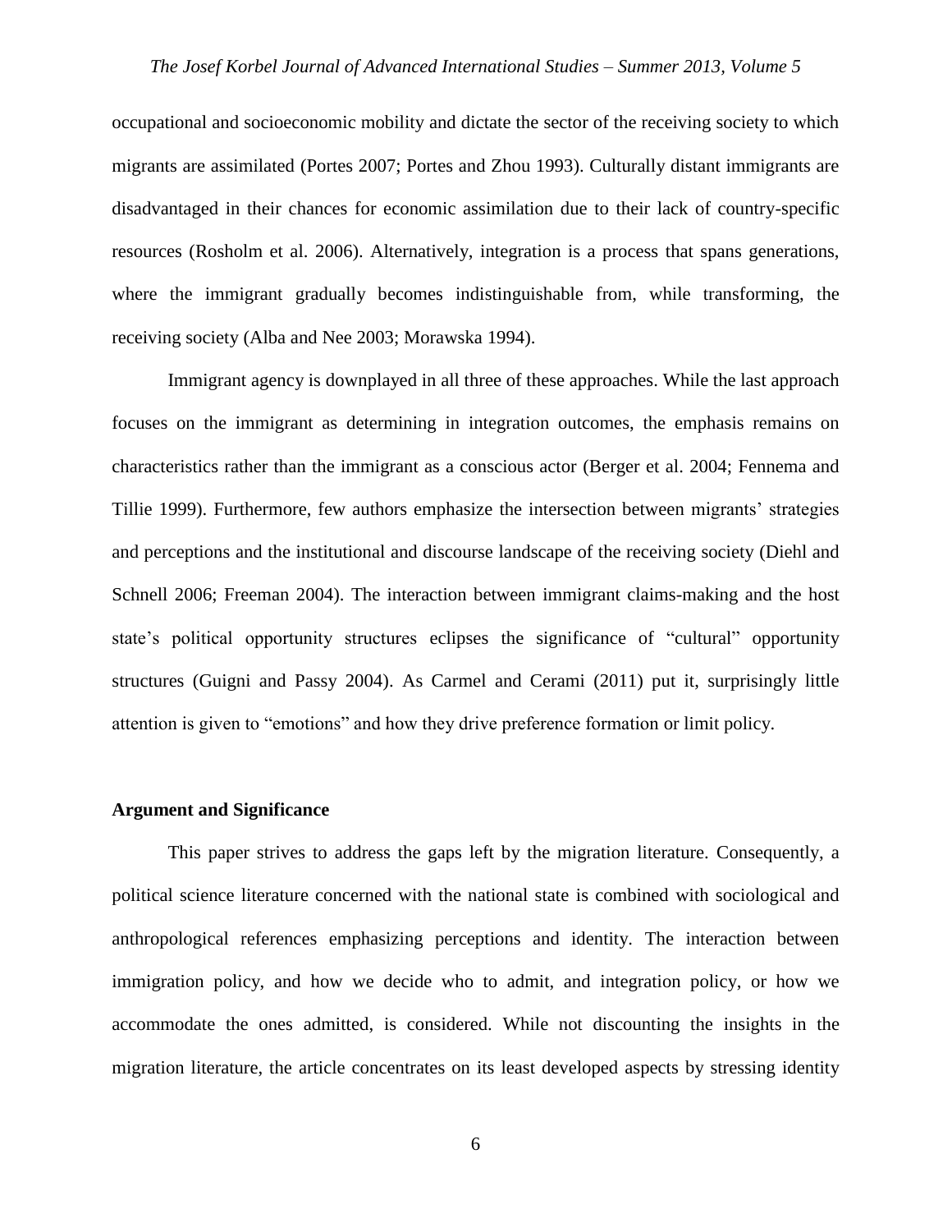occupational and socioeconomic mobility and dictate the sector of the receiving society to which migrants are assimilated (Portes 2007; Portes and Zhou 1993). Culturally distant immigrants are disadvantaged in their chances for economic assimilation due to their lack of country-specific resources (Rosholm et al. 2006). Alternatively, integration is a process that spans generations, where the immigrant gradually becomes indistinguishable from, while transforming, the receiving society (Alba and Nee 2003; Morawska 1994).

Immigrant agency is downplayed in all three of these approaches. While the last approach focuses on the immigrant as determining in integration outcomes, the emphasis remains on characteristics rather than the immigrant as a conscious actor (Berger et al. 2004; Fennema and Tillie 1999). Furthermore, few authors emphasize the intersection between migrants' strategies and perceptions and the institutional and discourse landscape of the receiving society (Diehl and Schnell 2006; Freeman 2004). The interaction between immigrant claims-making and the host state's political opportunity structures eclipses the significance of "cultural" opportunity structures (Guigni and Passy 2004). As Carmel and Cerami (2011) put it, surprisingly little attention is given to "emotions" and how they drive preference formation or limit policy.

## Argument and Significance

This paper strives to address the gaps left by the migration literature. Consequently, a political science literature concerned with the national state is combined with sociological and anthropological references emphasizing perceptions and identity. The interaction between immigration policy, and how we decide who to admit, and integration policy, or how we accommodate the ones admitted, is considered. While not discounting the insights in the migration literature, the article concentrates on its least developed aspects by stressing identity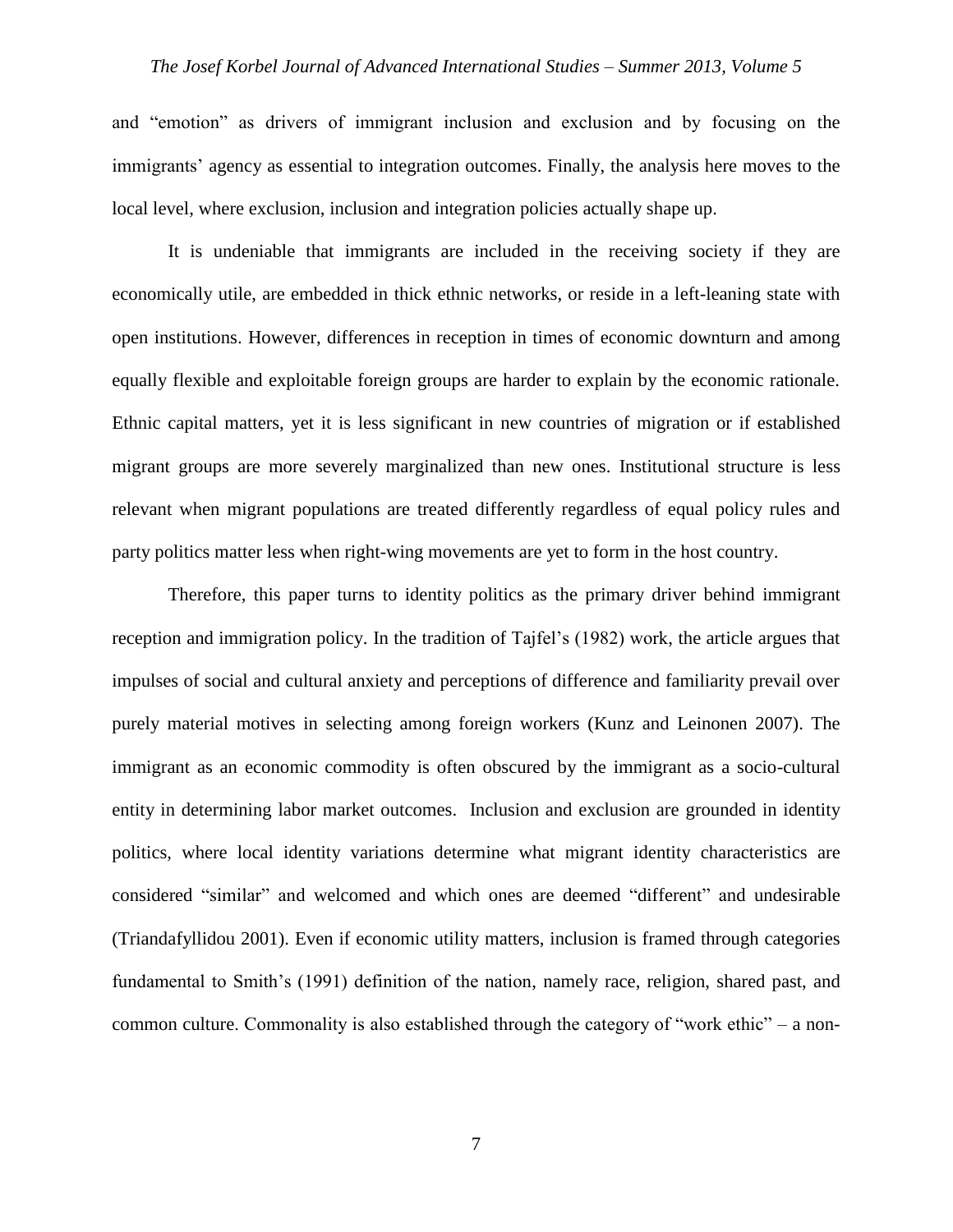and "emotion" as drivers of immigrant inclusion and exclusion and by focusing on the immigrants' agency as essential to integration outcomes. Finally, the analysis here moves to the local level, where exclusion, inclusion and integration policies actually shape up.

It is undeniable that immigrants are included in the receiving society if they are economically utile, are embedded in thick ethnic networks, or reside in a left-leaning state with open institutions. However, differences in reception in times of economic downturn and among equally flexible and exploitable foreign groups are harder to explain by the economic rationale. Ethnic capital matters, yet it is less significant in new countries of migration or if established migrant groups are more severely marginalized than new ones. Institutional structure is less relevant when migrant populations are treated differently regardless of equal policy rules and party politics matter less when right-wing movements are yet to form in the host country.

Therefore, this paper turns to identity politics as the primary driver behind immigrant reception and immigration policy. In the tradition of Tajfel's (1982) work, the article argues that impulses of social and cultural anxiety and perceptions of difference and familiarity prevail over purely material motives in selecting among foreign workers (Kunz and Leinonen 2007). The immigrant as an economic commodity is often obscured by the immigrant as a socio-cultural entity in determining labor market outcomes. Inclusion and exclusion are grounded in identity politics, where local identity variations determine what migrant identity characteristics are considered "similar" and welcomed and which ones are deemed "different" and undesirable (Triandafyllidou 2001). Even if economic utility matters, inclusion is framed through categories fundamental to Smith's (1991) definition of the nation, namely race, religion, shared past, and common culture. Commonality is also established through the category of "work ethic" – a non-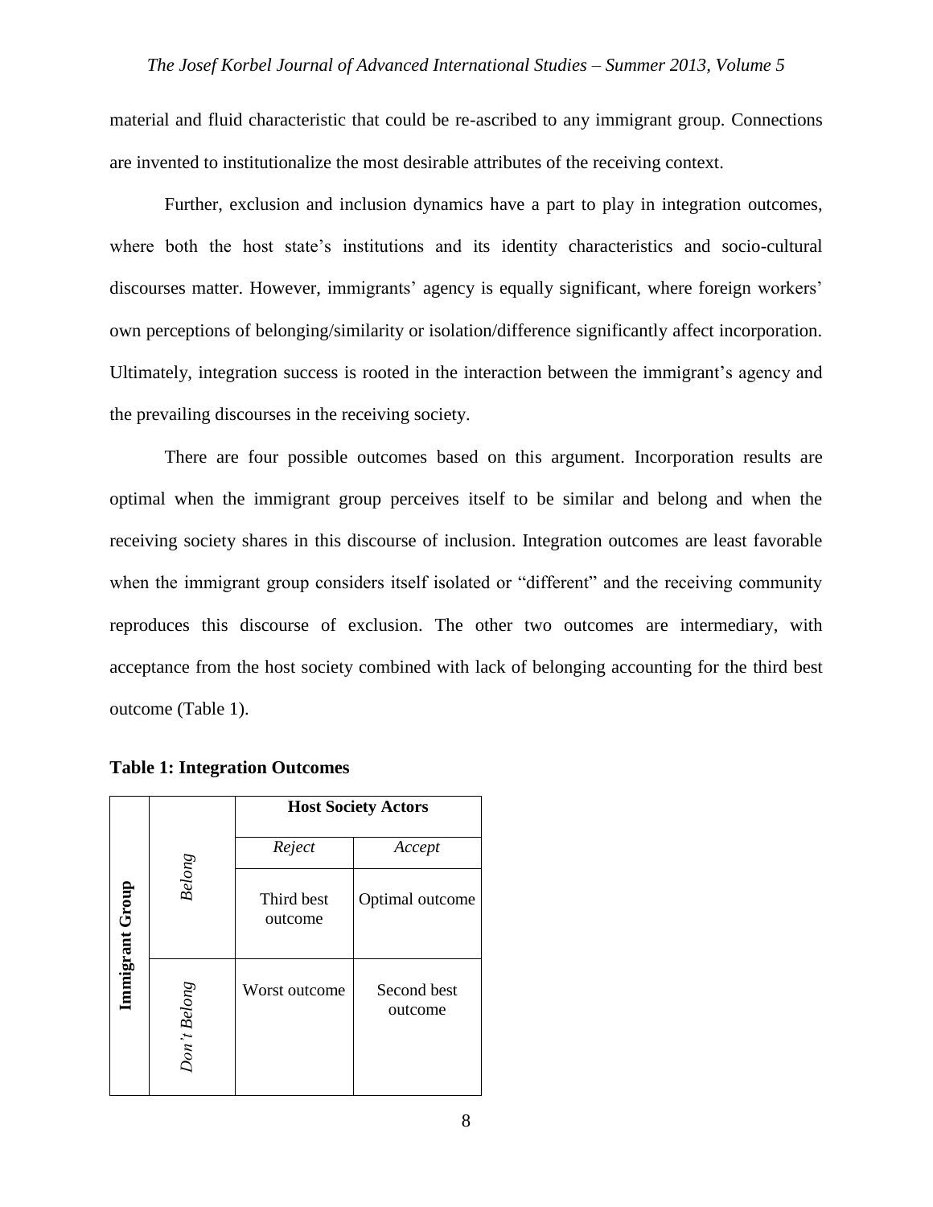material and fluid characteristic that could be re-ascribed to any immigrant group. Connections are invented to institutionalize the most desirable attributes of the receiving context.

Further, exclusion and inclusion dynamics have a part to play in integration outcomes, where both the host state's institutions and its identity characteristics and socio-cultural discourses matter. However, immigrants' agency is equally significant, where foreign workers' own perceptions of belonging/similarity or isolation/difference significantly affect incorporation. Ultimately, integration success is rooted in the interaction between the immigrant's agency and the prevailing discourses in the receiving society.

There are four possible outcomes based on this argument. Incorporation results are optimal when the immigrant group perceives itself to be similar and belong and when the receiving society shares in this discourse of inclusion. Integration outcomes are least favorable when the immigrant group considers itself isolated or "different" and the receiving community reproduces this discourse of exclusion. The other two outcomes are intermediary, with acceptance from the host society combined with lack of belonging accounting for the third best outcome (Table 1).

**Table 1: Integration Outcomes**

| | | **Host Society Actors** | |
|---|---|---|---|
| | | *Reject* | *Accept* |
| **Immigrant Group** | *Belong* | Third best outcome | Optimal outcome |
| | *Don't Belong* | Worst outcome | Second best outcome |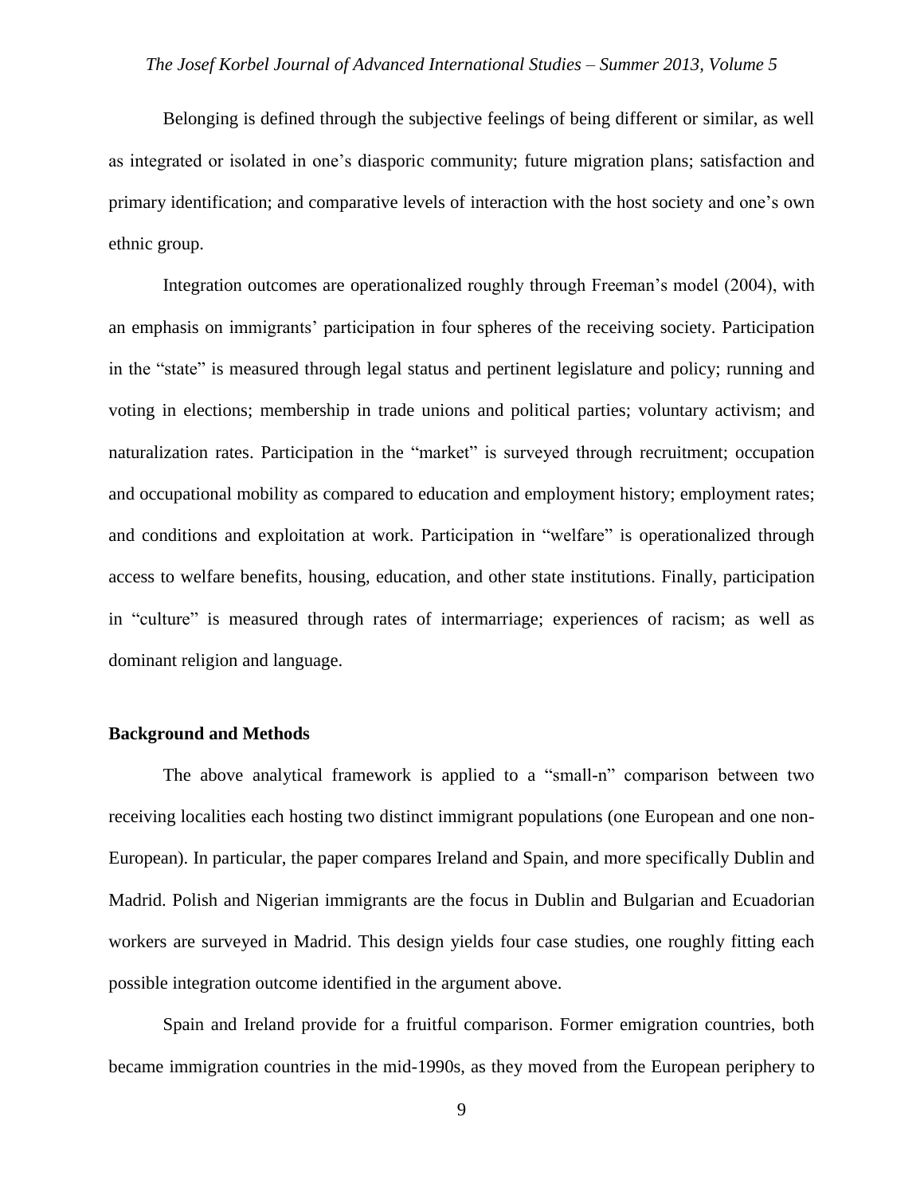Belonging is defined through the subjective feelings of being different or similar, as well as integrated or isolated in one's diasporic community; future migration plans; satisfaction and primary identification; and comparative levels of interaction with the host society and one's own ethnic group.

Integration outcomes are operationalized roughly through Freeman's model (2004), with an emphasis on immigrants' participation in four spheres of the receiving society. Participation in the "state" is measured through legal status and pertinent legislature and policy; running and voting in elections; membership in trade unions and political parties; voluntary activism; and naturalization rates. Participation in the "market" is surveyed through recruitment; occupation and occupational mobility as compared to education and employment history; employment rates; and conditions and exploitation at work. Participation in "welfare" is operationalized through access to welfare benefits, housing, education, and other state institutions. Finally, participation in "culture" is measured through rates of intermarriage; experiences of racism; as well as dominant religion and language.

**Background and Methods**

The above analytical framework is applied to a "small-n" comparison between two receiving localities each hosting two distinct immigrant populations (one European and one non-European). In particular, the paper compares Ireland and Spain, and more specifically Dublin and Madrid. Polish and Nigerian immigrants are the focus in Dublin and Bulgarian and Ecuadorian workers are surveyed in Madrid. This design yields four case studies, one roughly fitting each possible integration outcome identified in the argument above.

Spain and Ireland provide for a fruitful comparison. Former emigration countries, both became immigration countries in the mid-1990s, as they moved from the European periphery to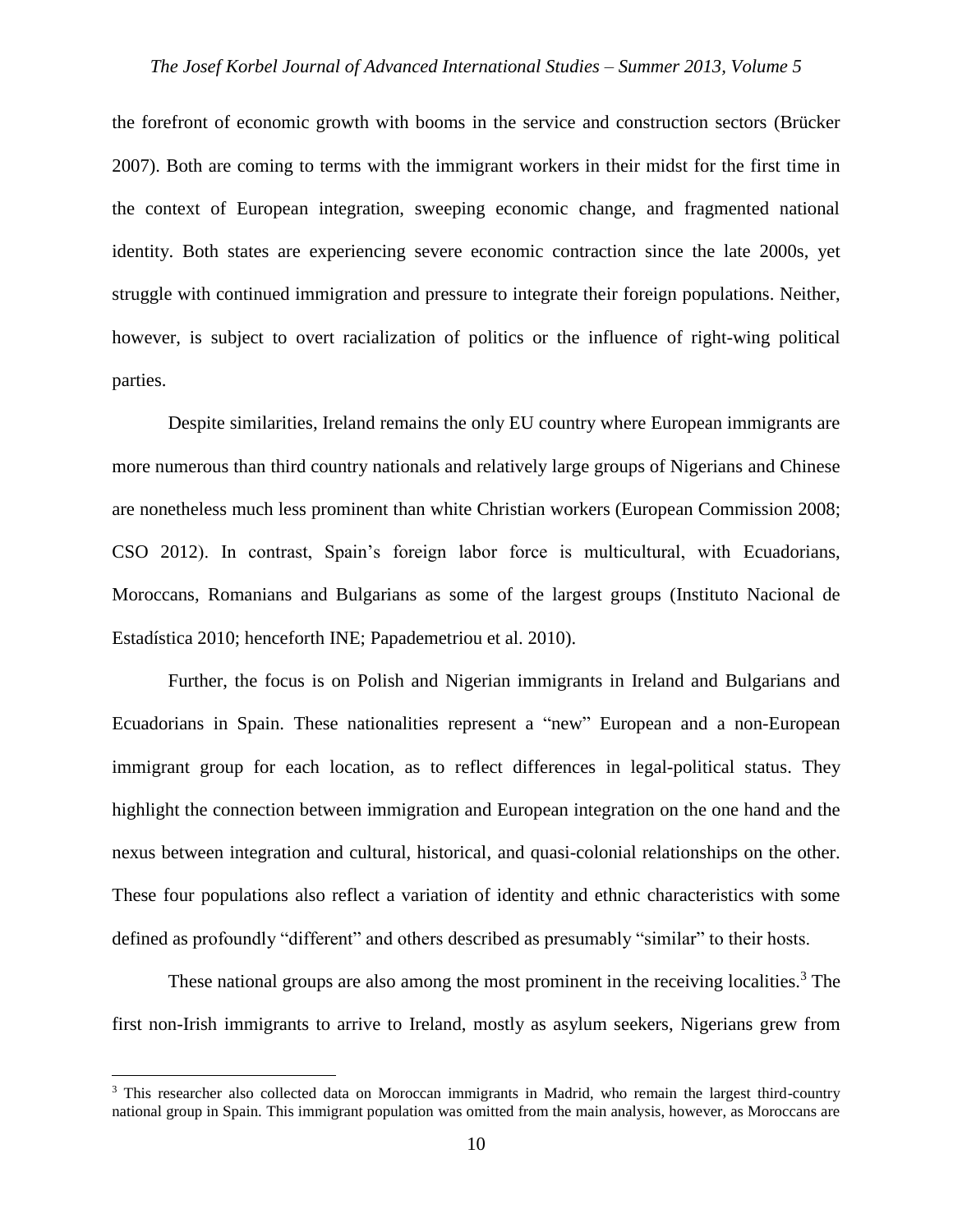the forefront of economic growth with booms in the service and construction sectors (Brücker 2007). Both are coming to terms with the immigrant workers in their midst for the first time in the context of European integration, sweeping economic change, and fragmented national identity. Both states are experiencing severe economic contraction since the late 2000s, yet struggle with continued immigration and pressure to integrate their foreign populations. Neither, however, is subject to overt racialization of politics or the influence of right-wing political parties.

Despite similarities, Ireland remains the only EU country where European immigrants are more numerous than third country nationals and relatively large groups of Nigerians and Chinese are nonetheless much less prominent than white Christian workers (European Commission 2008; CSO 2012). In contrast, Spain's foreign labor force is multicultural, with Ecuadorians, Moroccans, Romanians and Bulgarians as some of the largest groups (Instituto Nacional de Estadística 2010; henceforth INE; Papademetriou et al. 2010).

Further, the focus is on Polish and Nigerian immigrants in Ireland and Bulgarians and Ecuadorians in Spain. These nationalities represent a "new" European and a non-European immigrant group for each location, as to reflect differences in legal-political status. They highlight the connection between immigration and European integration on the one hand and the nexus between integration and cultural, historical, and quasi-colonial relationships on the other. These four populations also reflect a variation of identity and ethnic characteristics with some defined as profoundly "different" and others described as presumably "similar" to their hosts.

These national groups are also among the most prominent in the receiving localities.[3] The first non-Irish immigrants to arrive to Ireland, mostly as asylum seekers, Nigerians grew from

[3] This researcher also collected data on Moroccan immigrants in Madrid, who remain the largest third-country national group in Spain. This immigrant population was omitted from the main analysis, however, as Moroccans are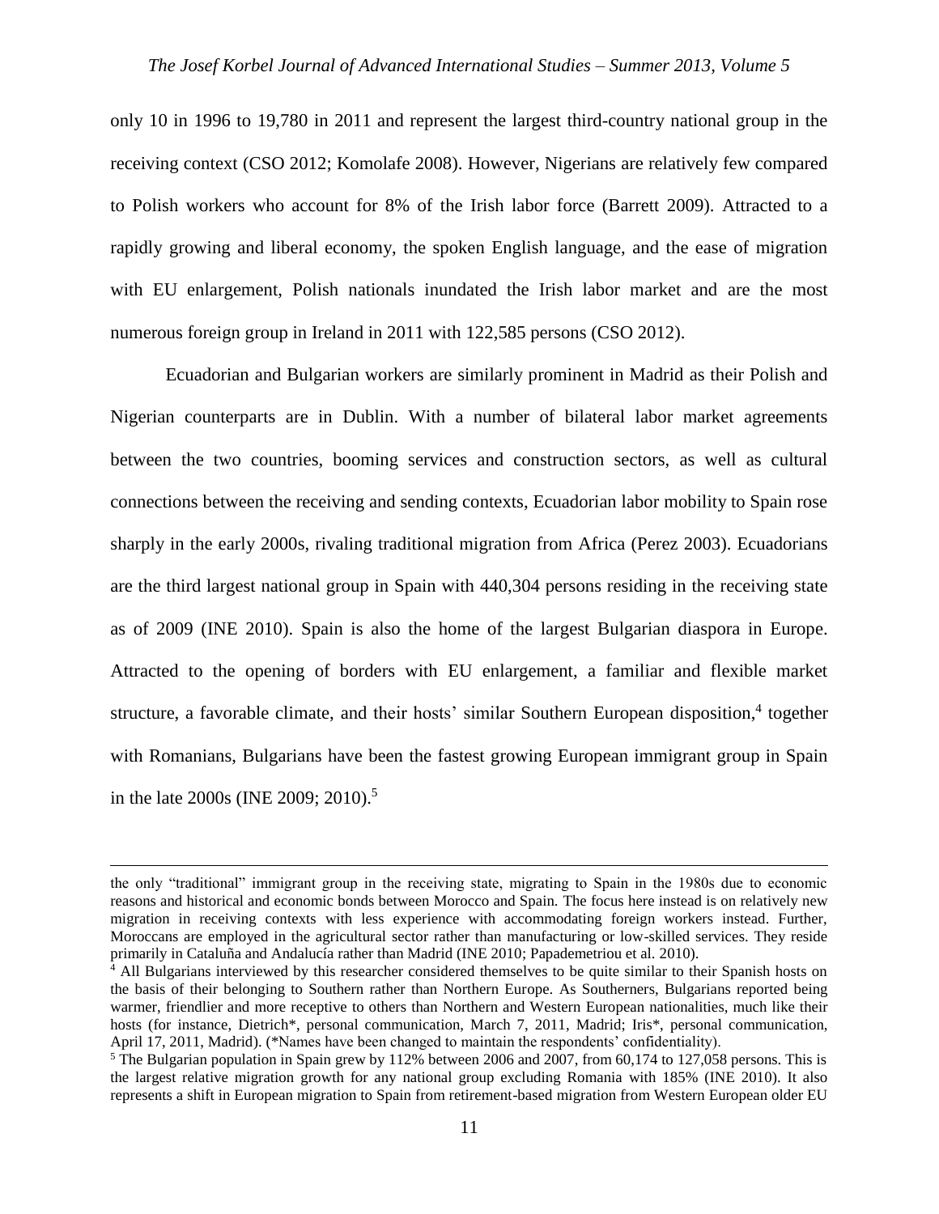only 10 in 1996 to 19,780 in 2011 and represent the largest third-country national group in the receiving context (CSO 2012; Komolafe 2008). However, Nigerians are relatively few compared to Polish workers who account for 8% of the Irish labor force (Barrett 2009). Attracted to a rapidly growing and liberal economy, the spoken English language, and the ease of migration with EU enlargement, Polish nationals inundated the Irish labor market and are the most numerous foreign group in Ireland in 2011 with 122,585 persons (CSO 2012).

Ecuadorian and Bulgarian workers are similarly prominent in Madrid as their Polish and Nigerian counterparts are in Dublin. With a number of bilateral labor market agreements between the two countries, booming services and construction sectors, as well as cultural connections between the receiving and sending contexts, Ecuadorian labor mobility to Spain rose sharply in the early 2000s, rivaling traditional migration from Africa (Perez 2003). Ecuadorians are the third largest national group in Spain with 440,304 persons residing in the receiving state as of 2009 (INE 2010). Spain is also the home of the largest Bulgarian diaspora in Europe. Attracted to the opening of borders with EU enlargement, a familiar and flexible market structure, a favorable climate, and their hosts' similar Southern European disposition,[4] together with Romanians, Bulgarians have been the fastest growing European immigrant group in Spain in the late 2000s (INE 2009; 2010).[5]

---

the only "traditional" immigrant group in the receiving state, migrating to Spain in the 1980s due to economic reasons and historical and economic bonds between Morocco and Spain. The focus here instead is on relatively new migration in receiving contexts with less experience with accommodating foreign workers instead. Further, Moroccans are employed in the agricultural sector rather than manufacturing or low-skilled services. They reside primarily in Cataluña and Andalucía rather than Madrid (INE 2010; Papademetriou et al. 2010).

[4] All Bulgarians interviewed by this researcher considered themselves to be quite similar to their Spanish hosts on the basis of their belonging to Southern rather than Northern Europe. As Southerners, Bulgarians reported being warmer, friendlier and more receptive to others than Northern and Western European nationalities, much like their hosts (for instance, Dietrich*, personal communication, March 7, 2011, Madrid; Iris*, personal communication, April 17, 2011, Madrid). (*Names have been changed to maintain the respondents' confidentiality).

[5] The Bulgarian population in Spain grew by 112% between 2006 and 2007, from 60,174 to 127,058 persons. This is the largest relative migration growth for any national group excluding Romania with 185% (INE 2010). It also represents a shift in European migration to Spain from retirement-based migration from Western European older EU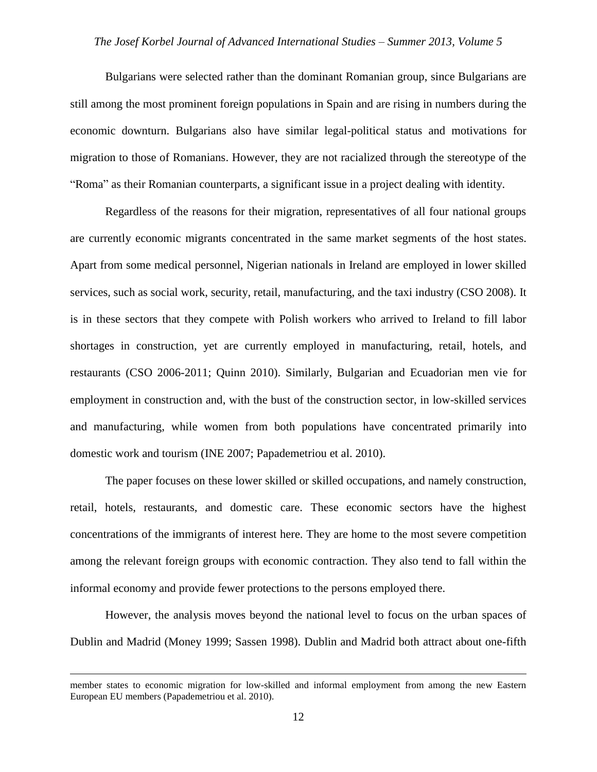Bulgarians were selected rather than the dominant Romanian group, since Bulgarians are still among the most prominent foreign populations in Spain and are rising in numbers during the economic downturn. Bulgarians also have similar legal-political status and motivations for migration to those of Romanians. However, they are not racialized through the stereotype of the "Roma" as their Romanian counterparts, a significant issue in a project dealing with identity.

Regardless of the reasons for their migration, representatives of all four national groups are currently economic migrants concentrated in the same market segments of the host states. Apart from some medical personnel, Nigerian nationals in Ireland are employed in lower skilled services, such as social work, security, retail, manufacturing, and the taxi industry (CSO 2008). It is in these sectors that they compete with Polish workers who arrived to Ireland to fill labor shortages in construction, yet are currently employed in manufacturing, retail, hotels, and restaurants (CSO 2006-2011; Quinn 2010). Similarly, Bulgarian and Ecuadorian men vie for employment in construction and, with the bust of the construction sector, in low-skilled services and manufacturing, while women from both populations have concentrated primarily into domestic work and tourism (INE 2007; Papademetriou et al. 2010).

The paper focuses on these lower skilled or skilled occupations, and namely construction, retail, hotels, restaurants, and domestic care. These economic sectors have the highest concentrations of the immigrants of interest here. They are home to the most severe competition among the relevant foreign groups with economic contraction. They also tend to fall within the informal economy and provide fewer protections to the persons employed there.

However, the analysis moves beyond the national level to focus on the urban spaces of Dublin and Madrid (Money 1999; Sassen 1998). Dublin and Madrid both attract about one-fifth

---

member states to economic migration for low-skilled and informal employment from among the new Eastern European EU members (Papademetriou et al. 2010).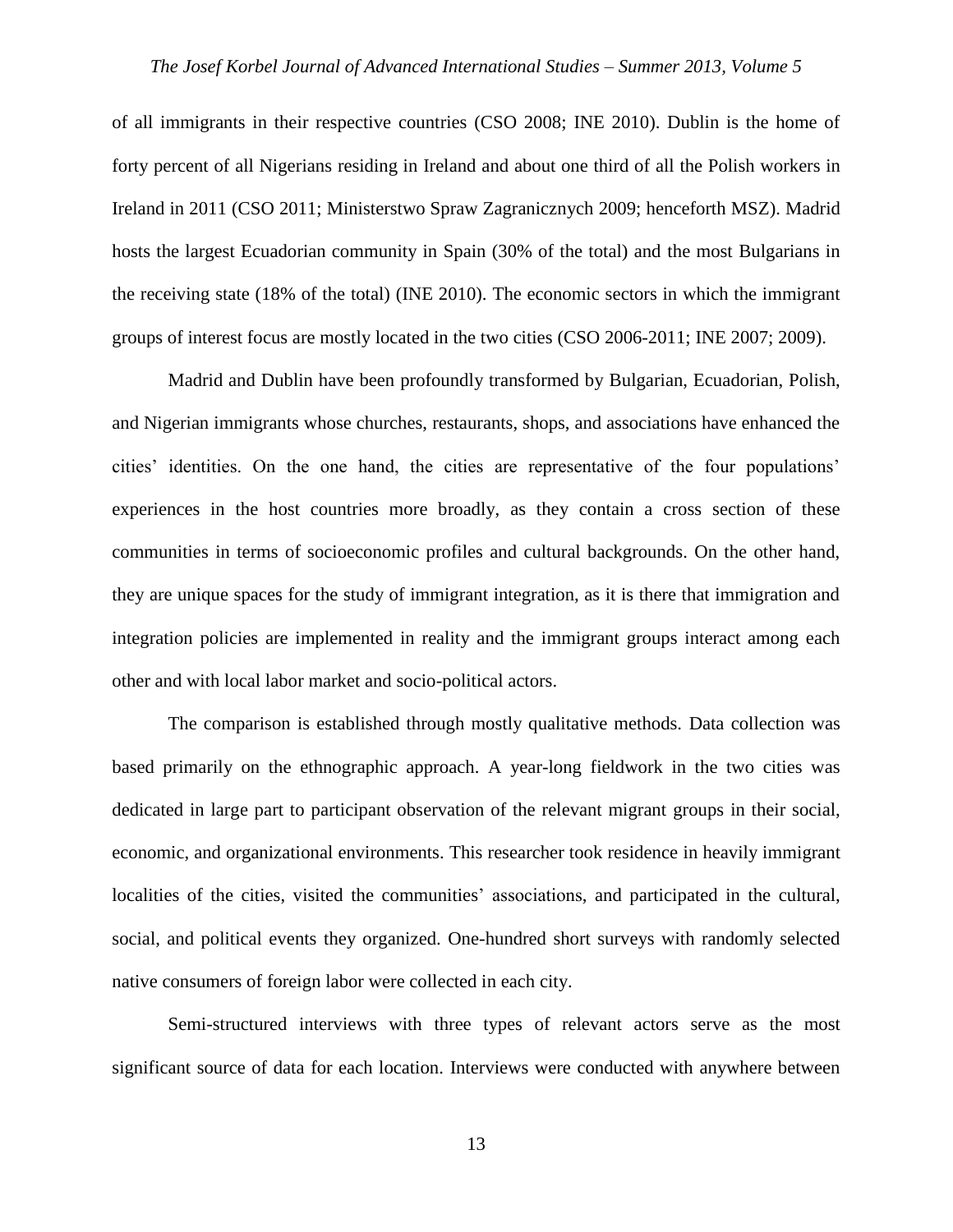of all immigrants in their respective countries (CSO 2008; INE 2010). Dublin is the home of forty percent of all Nigerians residing in Ireland and about one third of all the Polish workers in Ireland in 2011 (CSO 2011; Ministerstwo Spraw Zagranicznych 2009; henceforth MSZ). Madrid hosts the largest Ecuadorian community in Spain (30% of the total) and the most Bulgarians in the receiving state (18% of the total) (INE 2010). The economic sectors in which the immigrant groups of interest focus are mostly located in the two cities (CSO 2006-2011; INE 2007; 2009).

Madrid and Dublin have been profoundly transformed by Bulgarian, Ecuadorian, Polish, and Nigerian immigrants whose churches, restaurants, shops, and associations have enhanced the cities' identities. On the one hand, the cities are representative of the four populations' experiences in the host countries more broadly, as they contain a cross section of these communities in terms of socioeconomic profiles and cultural backgrounds. On the other hand, they are unique spaces for the study of immigrant integration, as it is there that immigration and integration policies are implemented in reality and the immigrant groups interact among each other and with local labor market and socio-political actors.

The comparison is established through mostly qualitative methods. Data collection was based primarily on the ethnographic approach. A year-long fieldwork in the two cities was dedicated in large part to participant observation of the relevant migrant groups in their social, economic, and organizational environments. This researcher took residence in heavily immigrant localities of the cities, visited the communities' associations, and participated in the cultural, social, and political events they organized. One-hundred short surveys with randomly selected native consumers of foreign labor were collected in each city.

Semi-structured interviews with three types of relevant actors serve as the most significant source of data for each location. Interviews were conducted with anywhere between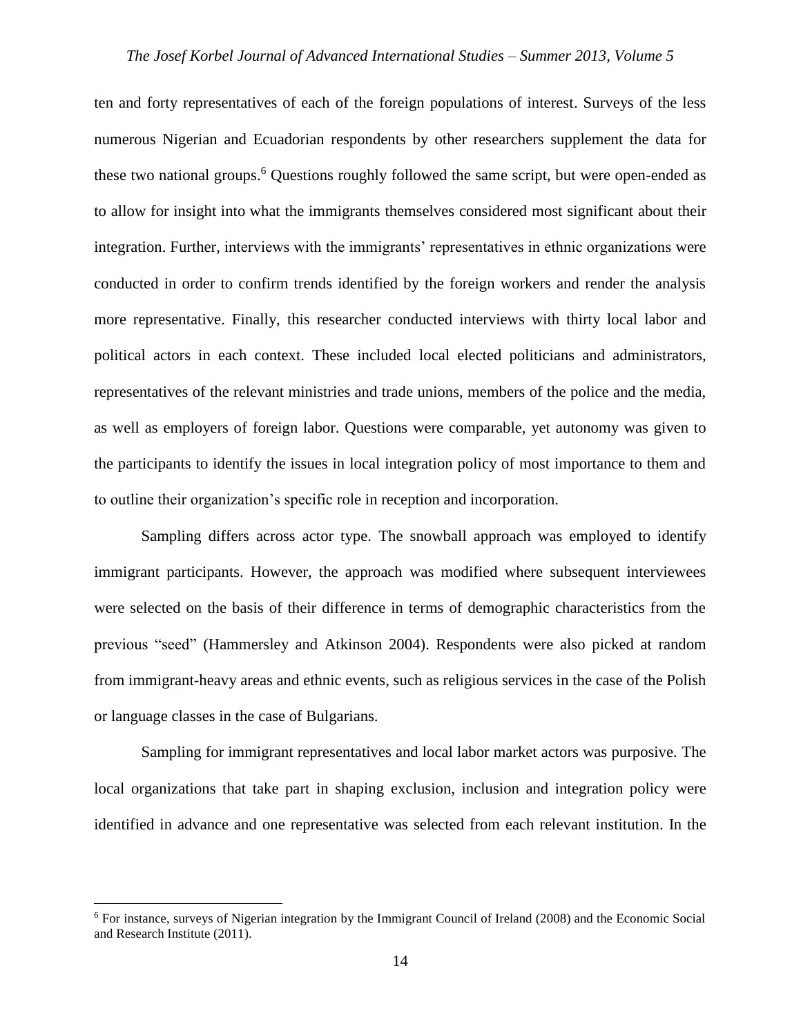ten and forty representatives of each of the foreign populations of interest. Surveys of the less numerous Nigerian and Ecuadorian respondents by other researchers supplement the data for these two national groups.[6] Questions roughly followed the same script, but were open-ended as to allow for insight into what the immigrants themselves considered most significant about their integration. Further, interviews with the immigrants' representatives in ethnic organizations were conducted in order to confirm trends identified by the foreign workers and render the analysis more representative. Finally, this researcher conducted interviews with thirty local labor and political actors in each context. These included local elected politicians and administrators, representatives of the relevant ministries and trade unions, members of the police and the media, as well as employers of foreign labor. Questions were comparable, yet autonomy was given to the participants to identify the issues in local integration policy of most importance to them and to outline their organization's specific role in reception and incorporation.

Sampling differs across actor type. The snowball approach was employed to identify immigrant participants. However, the approach was modified where subsequent interviewees were selected on the basis of their difference in terms of demographic characteristics from the previous "seed" (Hammersley and Atkinson 2004). Respondents were also picked at random from immigrant-heavy areas and ethnic events, such as religious services in the case of the Polish or language classes in the case of Bulgarians.

Sampling for immigrant representatives and local labor market actors was purposive. The local organizations that take part in shaping exclusion, inclusion and integration policy were identified in advance and one representative was selected from each relevant institution. In the

[6] For instance, surveys of Nigerian integration by the Immigrant Council of Ireland (2008) and the Economic Social and Research Institute (2011).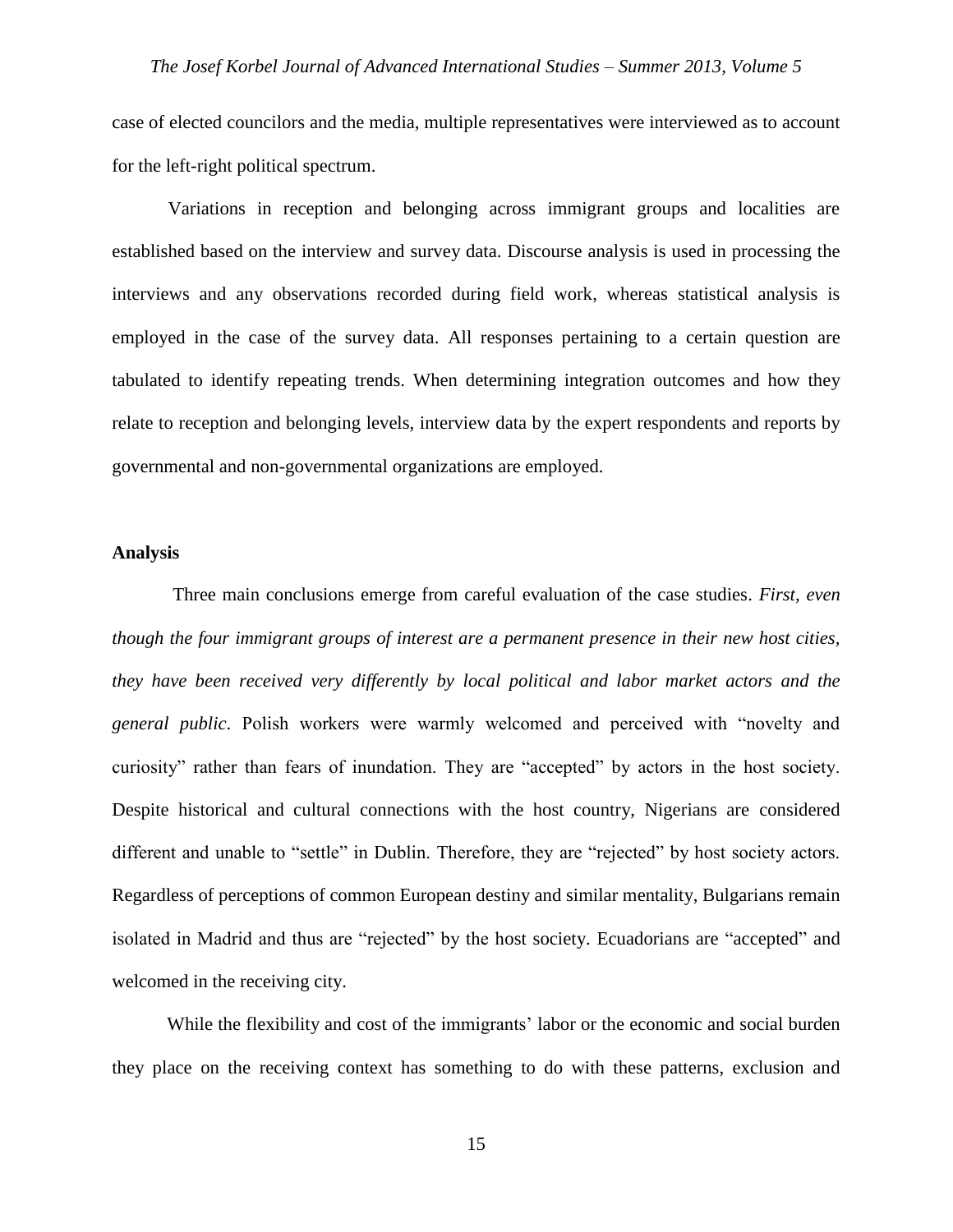case of elected councilors and the media, multiple representatives were interviewed as to account for the left-right political spectrum.

Variations in reception and belonging across immigrant groups and localities are established based on the interview and survey data. Discourse analysis is used in processing the interviews and any observations recorded during field work, whereas statistical analysis is employed in the case of the survey data. All responses pertaining to a certain question are tabulated to identify repeating trends. When determining integration outcomes and how they relate to reception and belonging levels, interview data by the expert respondents and reports by governmental and non-governmental organizations are employed.

**Analysis**

Three main conclusions emerge from careful evaluation of the case studies. *First, even though the four immigrant groups of interest are a permanent presence in their new host cities, they have been received very differently by local political and labor market actors and the general public*. Polish workers were warmly welcomed and perceived with "novelty and curiosity" rather than fears of inundation. They are "accepted" by actors in the host society. Despite historical and cultural connections with the host country, Nigerians are considered different and unable to "settle" in Dublin. Therefore, they are "rejected" by host society actors. Regardless of perceptions of common European destiny and similar mentality, Bulgarians remain isolated in Madrid and thus are "rejected" by the host society. Ecuadorians are "accepted" and welcomed in the receiving city.

While the flexibility and cost of the immigrants' labor or the economic and social burden they place on the receiving context has something to do with these patterns, exclusion and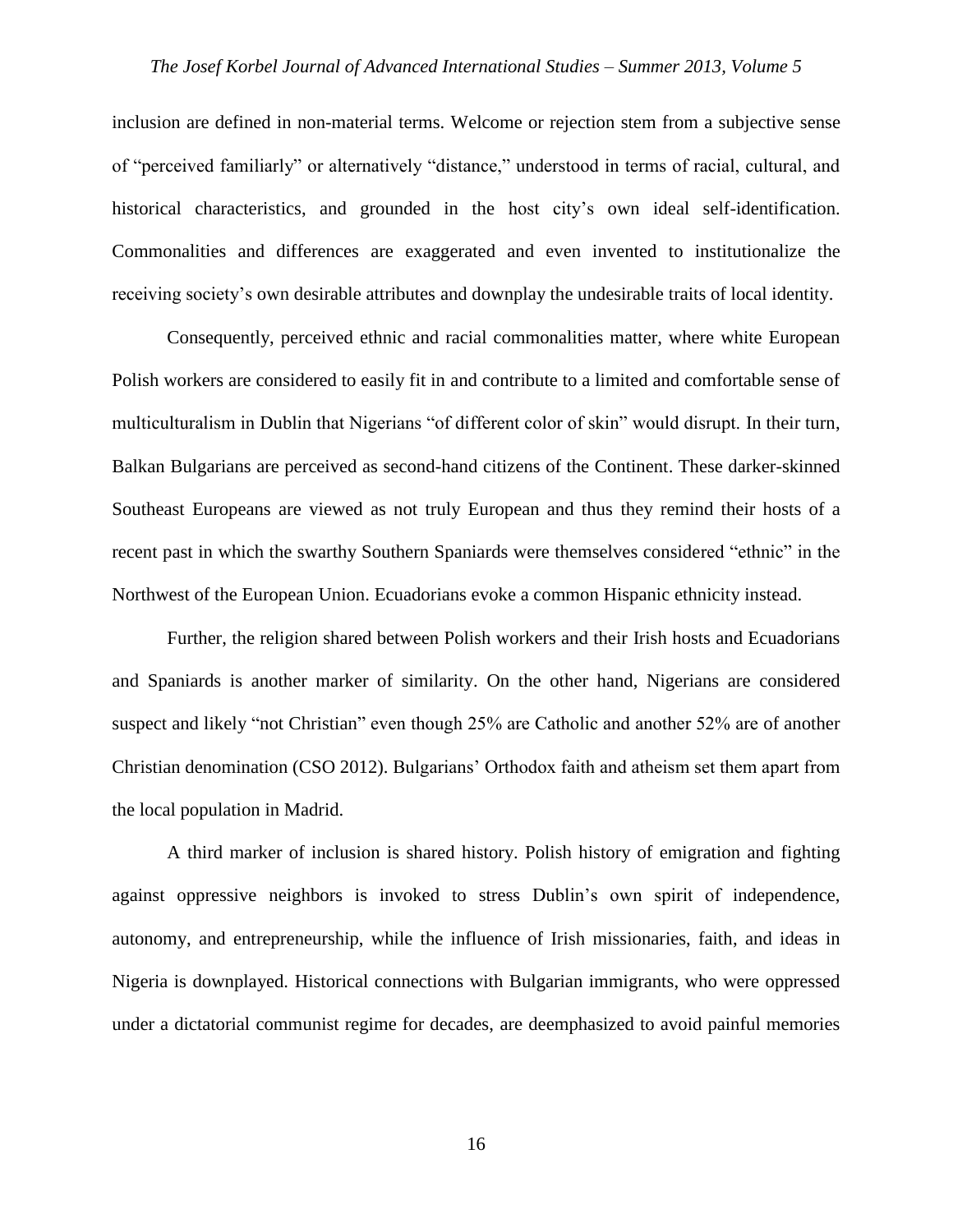inclusion are defined in non-material terms. Welcome or rejection stem from a subjective sense of "perceived familiarly" or alternatively "distance," understood in terms of racial, cultural, and historical characteristics, and grounded in the host city's own ideal self-identification. Commonalities and differences are exaggerated and even invented to institutionalize the receiving society's own desirable attributes and downplay the undesirable traits of local identity.

Consequently, perceived ethnic and racial commonalities matter, where white European Polish workers are considered to easily fit in and contribute to a limited and comfortable sense of multiculturalism in Dublin that Nigerians "of different color of skin" would disrupt. In their turn, Balkan Bulgarians are perceived as second-hand citizens of the Continent. These darker-skinned Southeast Europeans are viewed as not truly European and thus they remind their hosts of a recent past in which the swarthy Southern Spaniards were themselves considered "ethnic" in the Northwest of the European Union. Ecuadorians evoke a common Hispanic ethnicity instead.

Further, the religion shared between Polish workers and their Irish hosts and Ecuadorians and Spaniards is another marker of similarity. On the other hand, Nigerians are considered suspect and likely "not Christian" even though 25% are Catholic and another 52% are of another Christian denomination (CSO 2012). Bulgarians' Orthodox faith and atheism set them apart from the local population in Madrid.

A third marker of inclusion is shared history. Polish history of emigration and fighting against oppressive neighbors is invoked to stress Dublin's own spirit of independence, autonomy, and entrepreneurship, while the influence of Irish missionaries, faith, and ideas in Nigeria is downplayed. Historical connections with Bulgarian immigrants, who were oppressed under a dictatorial communist regime for decades, are deemphasized to avoid painful memories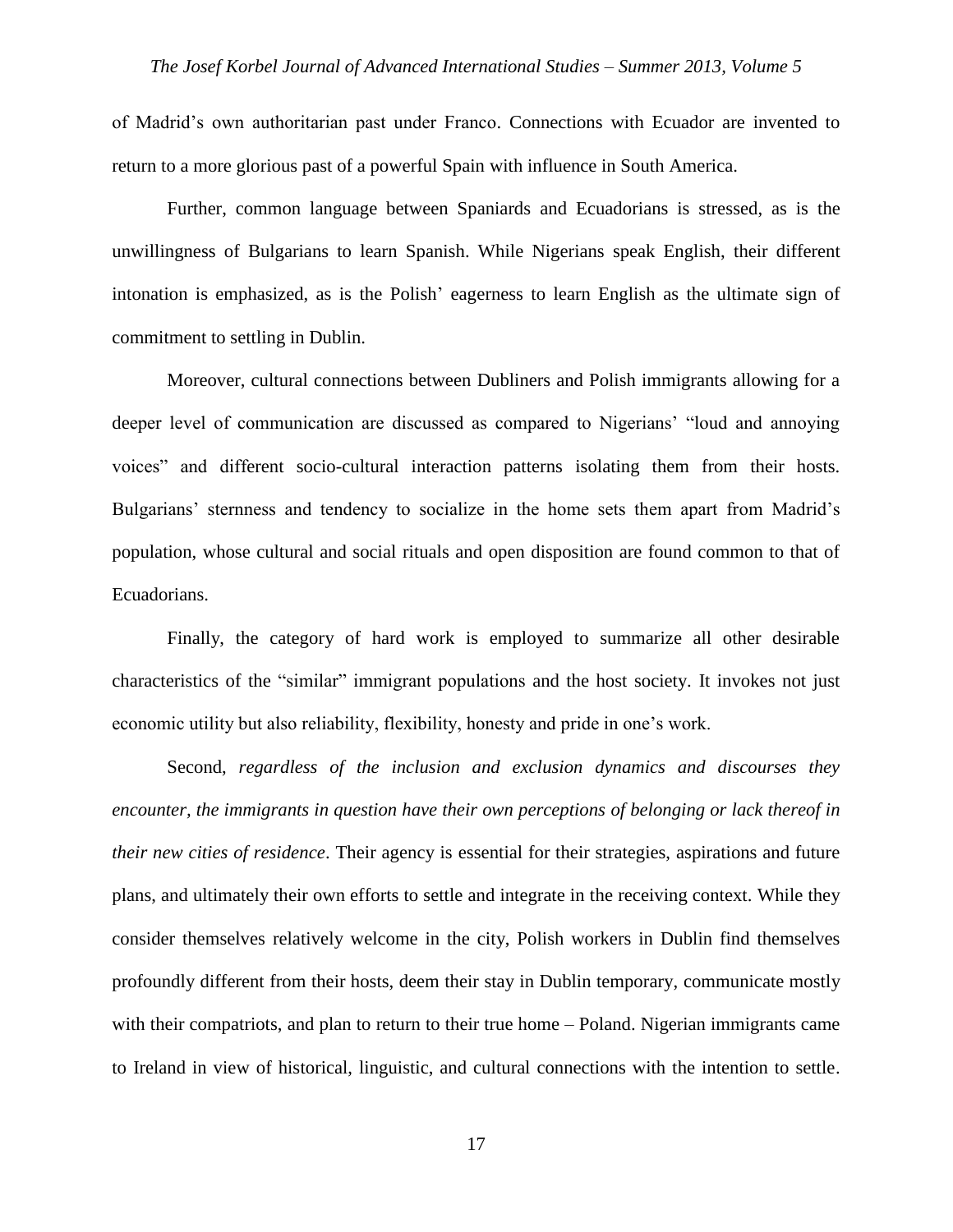of Madrid's own authoritarian past under Franco. Connections with Ecuador are invented to return to a more glorious past of a powerful Spain with influence in South America.

Further, common language between Spaniards and Ecuadorians is stressed, as is the unwillingness of Bulgarians to learn Spanish. While Nigerians speak English, their different intonation is emphasized, as is the Polish' eagerness to learn English as the ultimate sign of commitment to settling in Dublin.

Moreover, cultural connections between Dubliners and Polish immigrants allowing for a deeper level of communication are discussed as compared to Nigerians' "loud and annoying voices" and different socio-cultural interaction patterns isolating them from their hosts. Bulgarians' sternness and tendency to socialize in the home sets them apart from Madrid's population, whose cultural and social rituals and open disposition are found common to that of Ecuadorians.

Finally, the category of hard work is employed to summarize all other desirable characteristics of the "similar" immigrant populations and the host society. It invokes not just economic utility but also reliability, flexibility, honesty and pride in one's work.

Second, *regardless of the inclusion and exclusion dynamics and discourses they encounter, the immigrants in question have their own perceptions of belonging or lack thereof in their new cities of residence*. Their agency is essential for their strategies, aspirations and future plans, and ultimately their own efforts to settle and integrate in the receiving context. While they consider themselves relatively welcome in the city, Polish workers in Dublin find themselves profoundly different from their hosts, deem their stay in Dublin temporary, communicate mostly with their compatriots, and plan to return to their true home – Poland. Nigerian immigrants came to Ireland in view of historical, linguistic, and cultural connections with the intention to settle.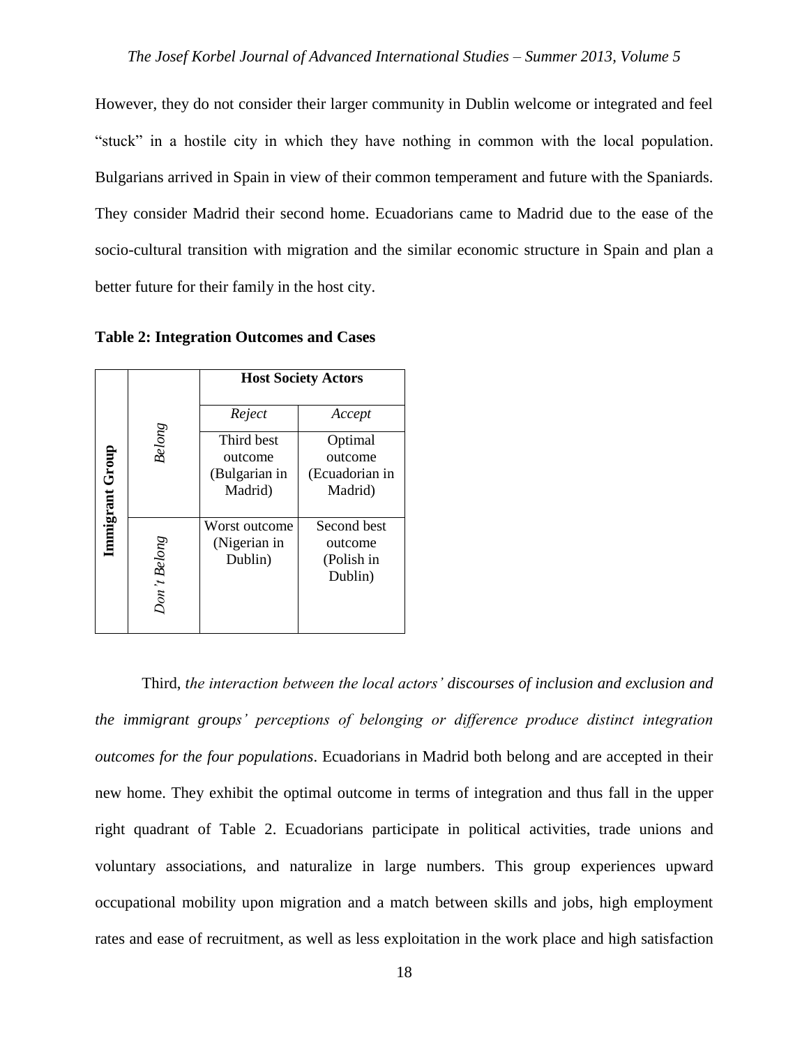However, they do not consider their larger community in Dublin welcome or integrated and feel "stuck" in a hostile city in which they have nothing in common with the local population. Bulgarians arrived in Spain in view of their common temperament and future with the Spaniards. They consider Madrid their second home. Ecuadorians came to Madrid due to the ease of the socio-cultural transition with migration and the similar economic structure in Spain and plan a better future for their family in the host city.

**Table 2: Integration Outcomes and Cases**

| | | **Host Society Actors** | |
|---|---|---|---|
| | | *Reject* | *Accept* |
| **Immigrant Group** | *Belong* | Third best outcome (Bulgarian in Madrid) | Optimal outcome (Ecuadorian in Madrid) |
| | *Don't Belong* | Worst outcome (Nigerian in Dublin) | Second best outcome (Polish in Dublin) |

Third, *the interaction between the local actors' discourses of inclusion and exclusion and the immigrant groups' perceptions of belonging or difference produce distinct integration outcomes for the four populations*. Ecuadorians in Madrid both belong and are accepted in their new home. They exhibit the optimal outcome in terms of integration and thus fall in the upper right quadrant of Table 2. Ecuadorians participate in political activities, trade unions and voluntary associations, and naturalize in large numbers. This group experiences upward occupational mobility upon migration and a match between skills and jobs, high employment rates and ease of recruitment, as well as less exploitation in the work place and high satisfaction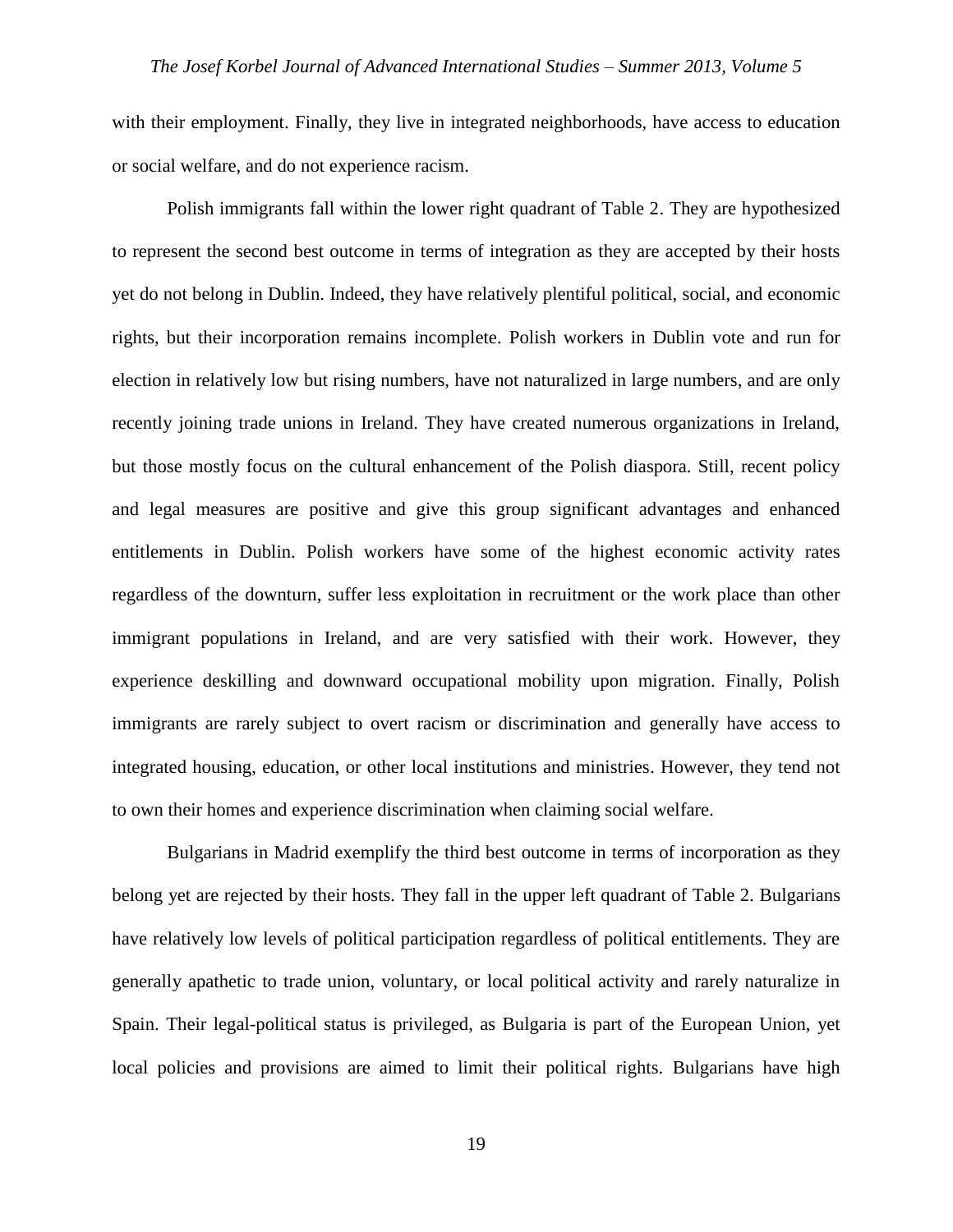with their employment. Finally, they live in integrated neighborhoods, have access to education or social welfare, and do not experience racism.

Polish immigrants fall within the lower right quadrant of Table 2. They are hypothesized to represent the second best outcome in terms of integration as they are accepted by their hosts yet do not belong in Dublin. Indeed, they have relatively plentiful political, social, and economic rights, but their incorporation remains incomplete. Polish workers in Dublin vote and run for election in relatively low but rising numbers, have not naturalized in large numbers, and are only recently joining trade unions in Ireland. They have created numerous organizations in Ireland, but those mostly focus on the cultural enhancement of the Polish diaspora. Still, recent policy and legal measures are positive and give this group significant advantages and enhanced entitlements in Dublin. Polish workers have some of the highest economic activity rates regardless of the downturn, suffer less exploitation in recruitment or the work place than other immigrant populations in Ireland, and are very satisfied with their work. However, they experience deskilling and downward occupational mobility upon migration. Finally, Polish immigrants are rarely subject to overt racism or discrimination and generally have access to integrated housing, education, or other local institutions and ministries. However, they tend not to own their homes and experience discrimination when claiming social welfare.

Bulgarians in Madrid exemplify the third best outcome in terms of incorporation as they belong yet are rejected by their hosts. They fall in the upper left quadrant of Table 2. Bulgarians have relatively low levels of political participation regardless of political entitlements. They are generally apathetic to trade union, voluntary, or local political activity and rarely naturalize in Spain. Their legal-political status is privileged, as Bulgaria is part of the European Union, yet local policies and provisions are aimed to limit their political rights. Bulgarians have high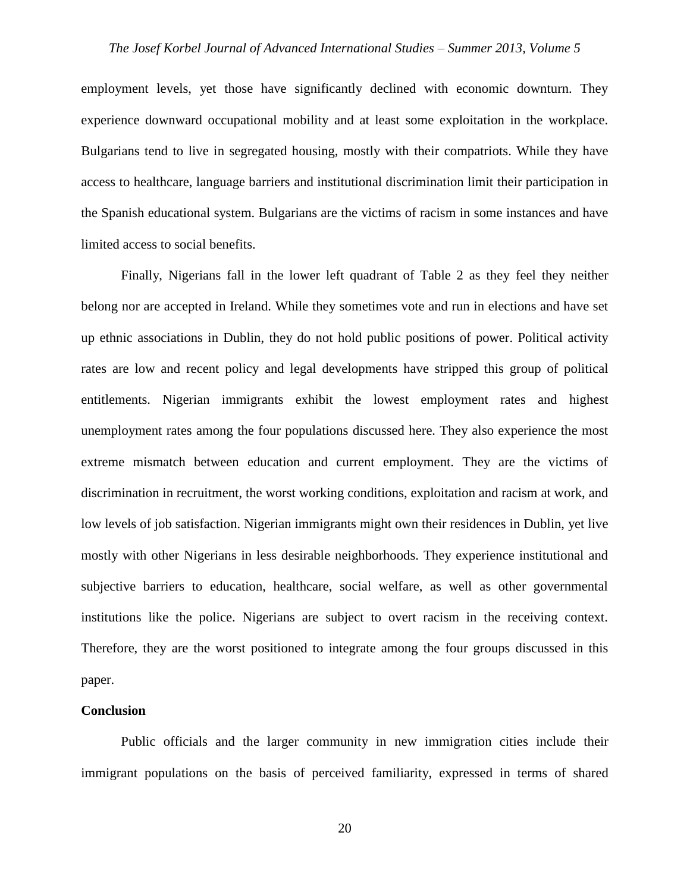employment levels, yet those have significantly declined with economic downturn. They experience downward occupational mobility and at least some exploitation in the workplace. Bulgarians tend to live in segregated housing, mostly with their compatriots. While they have access to healthcare, language barriers and institutional discrimination limit their participation in the Spanish educational system. Bulgarians are the victims of racism in some instances and have limited access to social benefits.

Finally, Nigerians fall in the lower left quadrant of Table 2 as they feel they neither belong nor are accepted in Ireland. While they sometimes vote and run in elections and have set up ethnic associations in Dublin, they do not hold public positions of power. Political activity rates are low and recent policy and legal developments have stripped this group of political entitlements. Nigerian immigrants exhibit the lowest employment rates and highest unemployment rates among the four populations discussed here. They also experience the most extreme mismatch between education and current employment. They are the victims of discrimination in recruitment, the worst working conditions, exploitation and racism at work, and low levels of job satisfaction. Nigerian immigrants might own their residences in Dublin, yet live mostly with other Nigerians in less desirable neighborhoods. They experience institutional and subjective barriers to education, healthcare, social welfare, as well as other governmental institutions like the police. Nigerians are subject to overt racism in the receiving context. Therefore, they are the worst positioned to integrate among the four groups discussed in this paper.

**Conclusion**

Public officials and the larger community in new immigration cities include their immigrant populations on the basis of perceived familiarity, expressed in terms of shared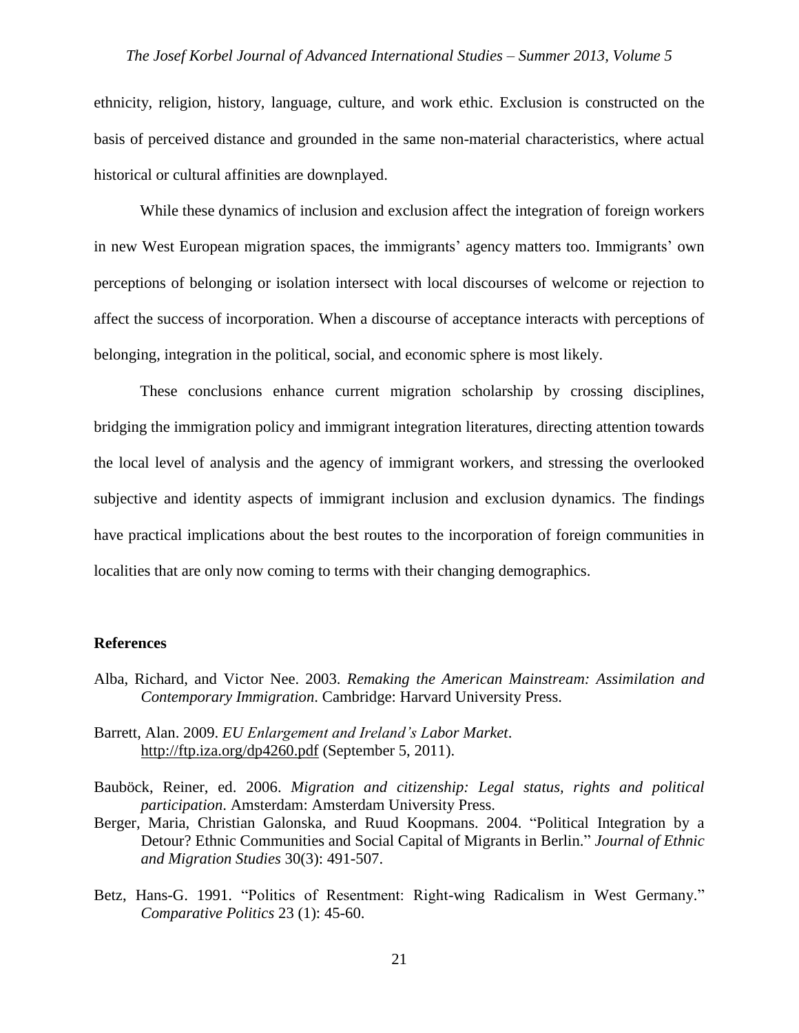ethnicity, religion, history, language, culture, and work ethic. Exclusion is constructed on the basis of perceived distance and grounded in the same non-material characteristics, where actual historical or cultural affinities are downplayed.

While these dynamics of inclusion and exclusion affect the integration of foreign workers in new West European migration spaces, the immigrants' agency matters too. Immigrants' own perceptions of belonging or isolation intersect with local discourses of welcome or rejection to affect the success of incorporation. When a discourse of acceptance interacts with perceptions of belonging, integration in the political, social, and economic sphere is most likely.

These conclusions enhance current migration scholarship by crossing disciplines, bridging the immigration policy and immigrant integration literatures, directing attention towards the local level of analysis and the agency of immigrant workers, and stressing the overlooked subjective and identity aspects of immigrant inclusion and exclusion dynamics. The findings have practical implications about the best routes to the incorporation of foreign communities in localities that are only now coming to terms with their changing demographics.

**References**

Alba, Richard, and Victor Nee. 2003. *Remaking the American Mainstream: Assimilation and Contemporary Immigration*. Cambridge: Harvard University Press.

Barrett, Alan. 2009. *EU Enlargement and Ireland's Labor Market*. http://ftp.iza.org/dp4260.pdf (September 5, 2011).

Bauböck, Reiner, ed. 2006. *Migration and citizenship: Legal status, rights and political participation*. Amsterdam: Amsterdam University Press.

Berger, Maria, Christian Galonska, and Ruud Koopmans. 2004. "Political Integration by a Detour? Ethnic Communities and Social Capital of Migrants in Berlin." *Journal of Ethnic and Migration Studies* 30(3): 491-507.

Betz, Hans-G. 1991. "Politics of Resentment: Right-wing Radicalism in West Germany." *Comparative Politics* 23 (1): 45-60.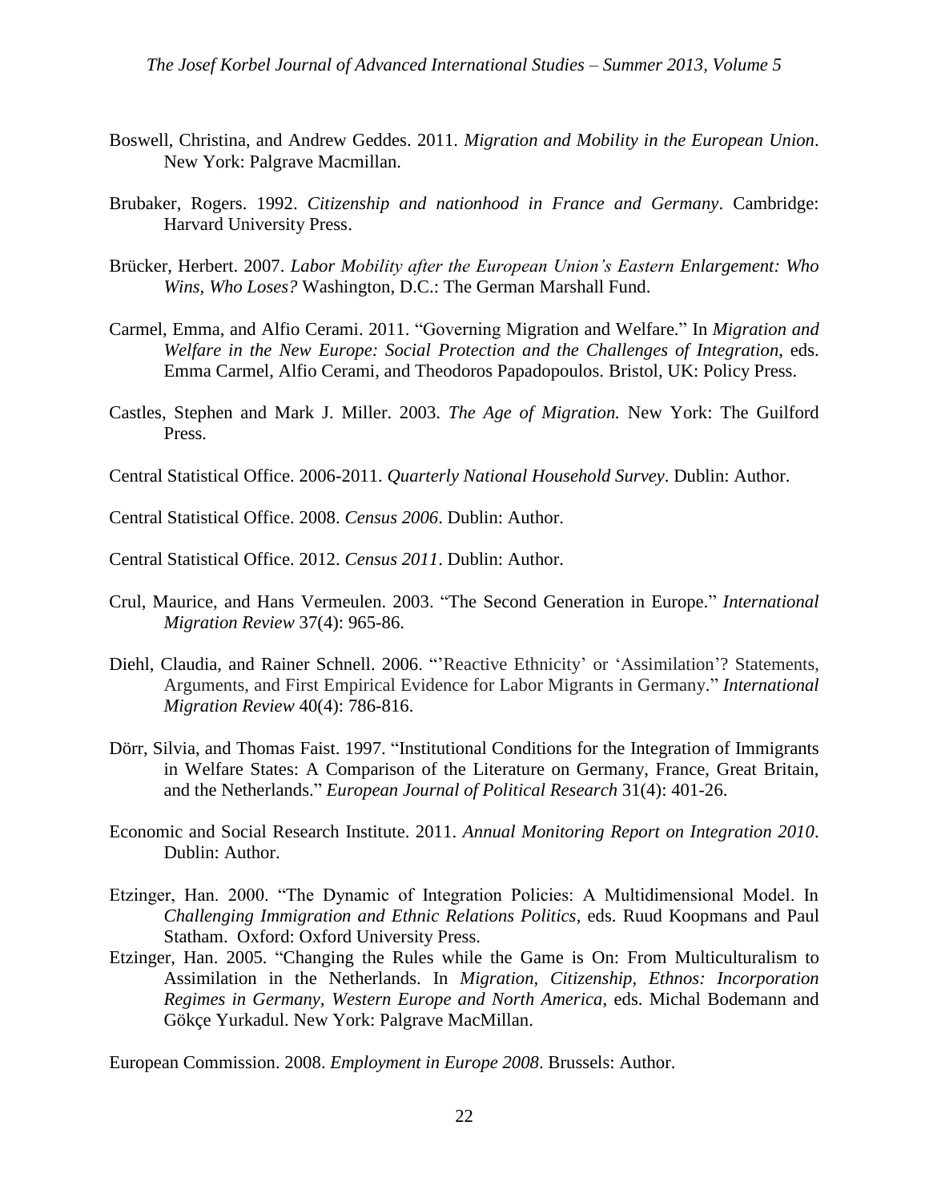Boswell, Christina, and Andrew Geddes. 2011. *Migration and Mobility in the European Union*. New York: Palgrave Macmillan.

Brubaker, Rogers. 1992. *Citizenship and nationhood in France and Germany*. Cambridge: Harvard University Press.

Brücker, Herbert. 2007. *Labor Mobility after the European Union's Eastern Enlargement: Who Wins, Who Loses?* Washington, D.C.: The German Marshall Fund.

Carmel, Emma, and Alfio Cerami. 2011. "Governing Migration and Welfare." In *Migration and Welfare in the New Europe: Social Protection and the Challenges of Integration*, eds. Emma Carmel, Alfio Cerami, and Theodoros Papadopoulos. Bristol, UK: Policy Press.

Castles, Stephen and Mark J. Miller. 2003. *The Age of Migration.* New York: The Guilford Press.

Central Statistical Office. 2006-2011. *Quarterly National Household Survey*. Dublin: Author.

Central Statistical Office. 2008. *Census 2006*. Dublin: Author.

Central Statistical Office. 2012. *Census 2011*. Dublin: Author.

Crul, Maurice, and Hans Vermeulen. 2003. "The Second Generation in Europe." *International Migration Review* 37(4): 965-86.

Diehl, Claudia, and Rainer Schnell. 2006. "'Reactive Ethnicity' or 'Assimilation'? Statements, Arguments, and First Empirical Evidence for Labor Migrants in Germany." *International Migration Review* 40(4): 786-816.

Dörr, Silvia, and Thomas Faist. 1997. "Institutional Conditions for the Integration of Immigrants in Welfare States: A Comparison of the Literature on Germany, France, Great Britain, and the Netherlands." *European Journal of Political Research* 31(4): 401-26.

Economic and Social Research Institute. 2011. *Annual Monitoring Report on Integration 2010*. Dublin: Author.

Etzinger, Han. 2000. "The Dynamic of Integration Policies: A Multidimensional Model. In *Challenging Immigration and Ethnic Relations Politics*, eds. Ruud Koopmans and Paul Statham. Oxford: Oxford University Press.

Etzinger, Han. 2005. "Changing the Rules while the Game is On: From Multiculturalism to Assimilation in the Netherlands. In *Migration, Citizenship, Ethnos: Incorporation Regimes in Germany, Western Europe and North America*, eds. Michal Bodemann and Gökçe Yurkadul. New York: Palgrave MacMillan.

European Commission. 2008. *Employment in Europe 2008*. Brussels: Author.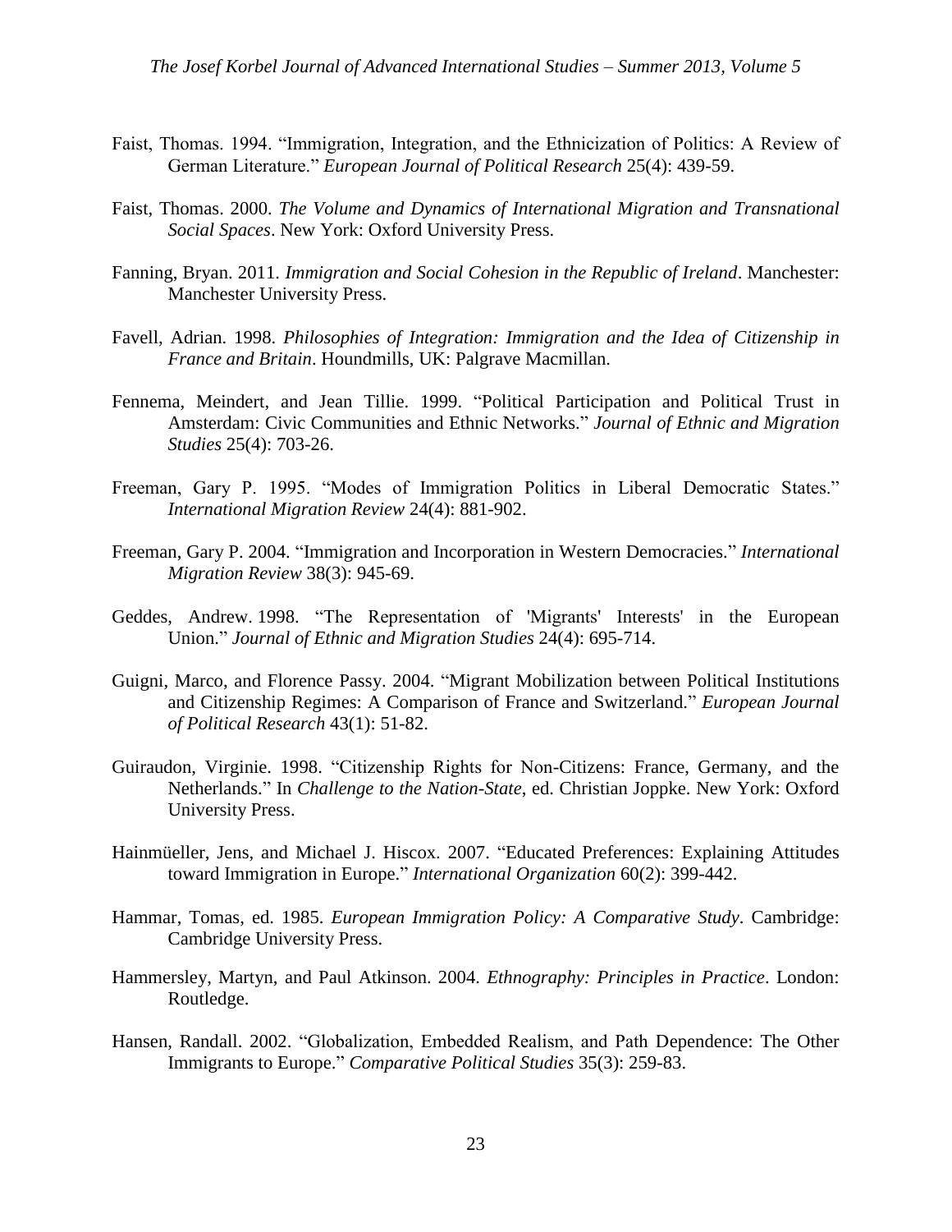Faist, Thomas. 1994. "Immigration, Integration, and the Ethnicization of Politics: A Review of German Literature." *European Journal of Political Research* 25(4): 439-59.

Faist, Thomas. 2000. *The Volume and Dynamics of International Migration and Transnational Social Spaces*. New York: Oxford University Press.

Fanning, Bryan. 2011. *Immigration and Social Cohesion in the Republic of Ireland*. Manchester: Manchester University Press.

Favell, Adrian. 1998. *Philosophies of Integration: Immigration and the Idea of Citizenship in France and Britain*. Houndmills, UK: Palgrave Macmillan.

Fennema, Meindert, and Jean Tillie. 1999. "Political Participation and Political Trust in Amsterdam: Civic Communities and Ethnic Networks." *Journal of Ethnic and Migration Studies* 25(4): 703-26.

Freeman, Gary P. 1995. "Modes of Immigration Politics in Liberal Democratic States." *International Migration Review* 24(4): 881-902.

Freeman, Gary P. 2004. "Immigration and Incorporation in Western Democracies." *International Migration Review* 38(3): 945-69.

Geddes, Andrew. 1998. "The Representation of 'Migrants' Interests' in the European Union." *Journal of Ethnic and Migration Studies* 24(4): 695-714.

Guigni, Marco, and Florence Passy. 2004. "Migrant Mobilization between Political Institutions and Citizenship Regimes: A Comparison of France and Switzerland." *European Journal of Political Research* 43(1): 51-82.

Guiraudon, Virginie. 1998. "Citizenship Rights for Non-Citizens: France, Germany, and the Netherlands." In *Challenge to the Nation-State*, ed. Christian Joppke. New York: Oxford University Press.

Hainmüeller, Jens, and Michael J. Hiscox. 2007. "Educated Preferences: Explaining Attitudes toward Immigration in Europe." *International Organization* 60(2): 399-442.

Hammar, Tomas, ed. 1985. *European Immigration Policy: A Comparative Study*. Cambridge: Cambridge University Press.

Hammersley, Martyn, and Paul Atkinson. 2004. *Ethnography: Principles in Practice*. London: Routledge.

Hansen, Randall. 2002. "Globalization, Embedded Realism, and Path Dependence: The Other Immigrants to Europe." *Comparative Political Studies* 35(3): 259-83.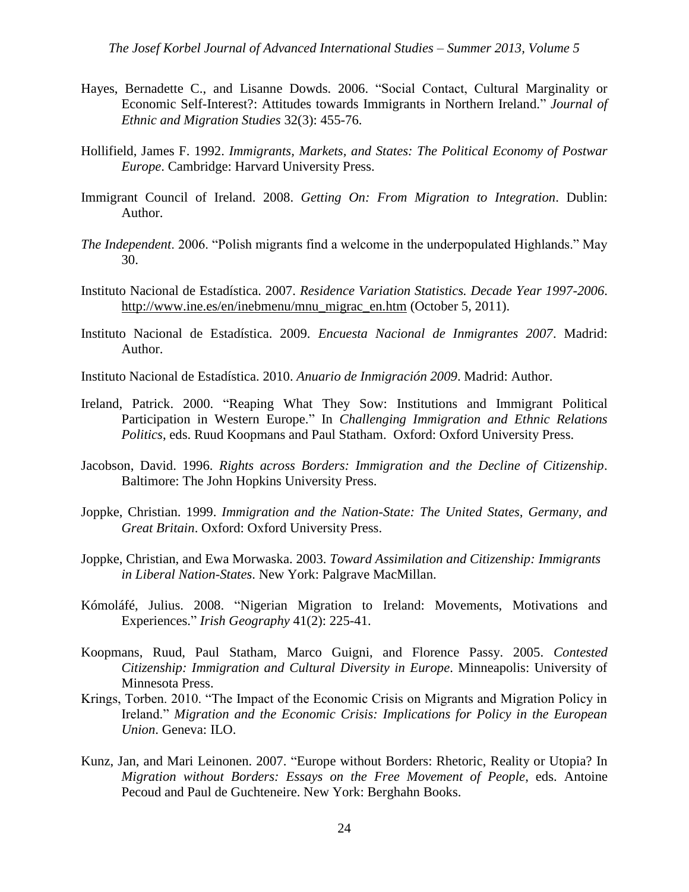Hayes, Bernadette C., and Lisanne Dowds. 2006. "Social Contact, Cultural Marginality or Economic Self-Interest?: Attitudes towards Immigrants in Northern Ireland." *Journal of Ethnic and Migration Studies* 32(3): 455-76.

Hollifield, James F. 1992. *Immigrants, Markets, and States: The Political Economy of Postwar Europe*. Cambridge: Harvard University Press.

Immigrant Council of Ireland. 2008. *Getting On: From Migration to Integration*. Dublin: Author.

*The Independent*. 2006. "Polish migrants find a welcome in the underpopulated Highlands." May 30.

Instituto Nacional de Estadística. 2007. *Residence Variation Statistics. Decade Year 1997-2006*. http://www.ine.es/en/inebmenu/mnu_migrac_en.htm (October 5, 2011).

Instituto Nacional de Estadística. 2009. *Encuesta Nacional de Inmigrantes 2007*. Madrid: Author.

Instituto Nacional de Estadística. 2010. *Anuario de Inmigración 2009*. Madrid: Author.

Ireland, Patrick. 2000. "Reaping What They Sow: Institutions and Immigrant Political Participation in Western Europe." In *Challenging Immigration and Ethnic Relations Politics*, eds. Ruud Koopmans and Paul Statham. Oxford: Oxford University Press.

Jacobson, David. 1996. *Rights across Borders: Immigration and the Decline of Citizenship*. Baltimore: The John Hopkins University Press.

Joppke, Christian. 1999. *Immigration and the Nation-State: The United States, Germany, and Great Britain*. Oxford: Oxford University Press.

Joppke, Christian, and Ewa Morwaska. 2003. *Toward Assimilation and Citizenship: Immigrants in Liberal Nation-States*. New York: Palgrave MacMillan.

Kómoláfé, Julius. 2008. "Nigerian Migration to Ireland: Movements, Motivations and Experiences." *Irish Geography* 41(2): 225-41.

Koopmans, Ruud, Paul Statham, Marco Guigni, and Florence Passy. 2005. *Contested Citizenship: Immigration and Cultural Diversity in Europe*. Minneapolis: University of Minnesota Press.

Krings, Torben. 2010. "The Impact of the Economic Crisis on Migrants and Migration Policy in Ireland." *Migration and the Economic Crisis: Implications for Policy in the European Union*. Geneva: ILO.

Kunz, Jan, and Mari Leinonen. 2007. "Europe without Borders: Rhetoric, Reality or Utopia? In *Migration without Borders: Essays on the Free Movement of People*, eds. Antoine Pecoud and Paul de Guchteneire. New York: Berghahn Books.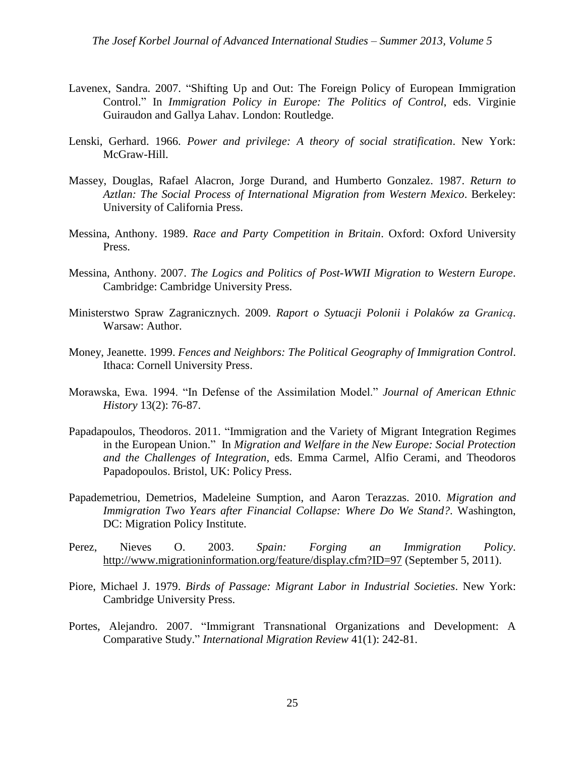Lavenex, Sandra. 2007. "Shifting Up and Out: The Foreign Policy of European Immigration Control." In *Immigration Policy in Europe: The Politics of Control*, eds. Virginie Guiraudon and Gallya Lahav. London: Routledge.

Lenski, Gerhard. 1966. *Power and privilege: A theory of social stratification*. New York: McGraw-Hill.

Massey, Douglas, Rafael Alacron, Jorge Durand, and Humberto Gonzalez. 1987. *Return to Aztlan: The Social Process of International Migration from Western Mexico*. Berkeley: University of California Press.

Messina, Anthony. 1989. *Race and Party Competition in Britain*. Oxford: Oxford University Press.

Messina, Anthony. 2007. *The Logics and Politics of Post-WWII Migration to Western Europe*. Cambridge: Cambridge University Press.

Ministerstwo Spraw Zagranicznych. 2009. *Raport o Sytuacji Polonii i Polaków za Granicą*. Warsaw: Author.

Money, Jeanette. 1999. *Fences and Neighbors: The Political Geography of Immigration Control*. Ithaca: Cornell University Press.

Morawska, Ewa. 1994. "In Defense of the Assimilation Model." *Journal of American Ethnic History* 13(2): 76-87.

Papadapoulos, Theodoros. 2011. "Immigration and the Variety of Migrant Integration Regimes in the European Union." In *Migration and Welfare in the New Europe: Social Protection and the Challenges of Integration*, eds. Emma Carmel, Alfio Cerami, and Theodoros Papadopoulos. Bristol, UK: Policy Press.

Papademetriou, Demetrios, Madeleine Sumption, and Aaron Terazzas. 2010. *Migration and Immigration Two Years after Financial Collapse: Where Do We Stand?*. Washington, DC: Migration Policy Institute.

Perez, Nieves O. 2003. *Spain: Forging an Immigration Policy*. http://www.migrationinformation.org/feature/display.cfm?ID=97 (September 5, 2011).

Piore, Michael J. 1979. *Birds of Passage: Migrant Labor in Industrial Societies*. New York: Cambridge University Press.

Portes, Alejandro. 2007. "Immigrant Transnational Organizations and Development: A Comparative Study." *International Migration Review* 41(1): 242-81.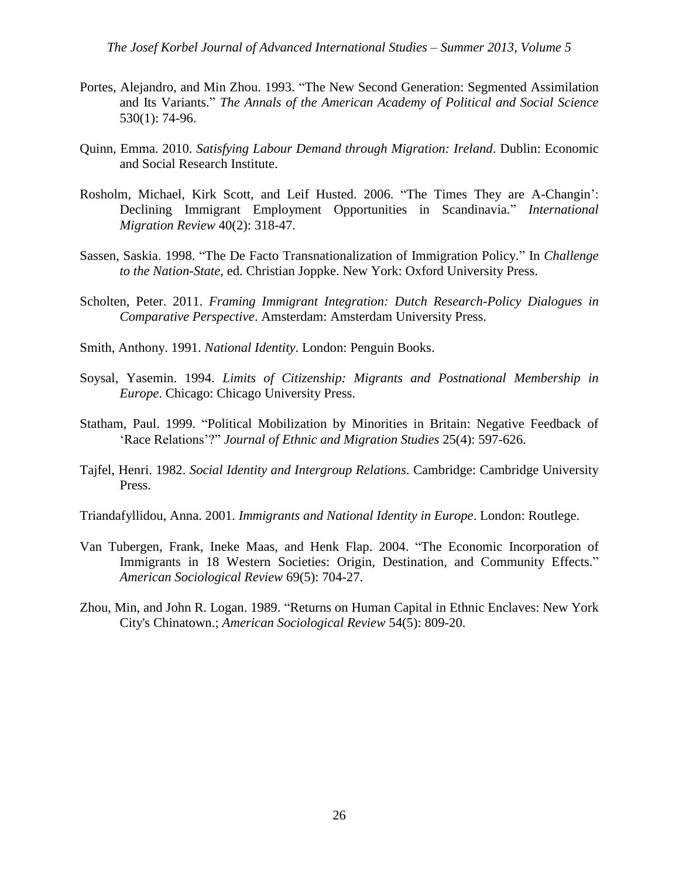Portes, Alejandro, and Min Zhou. 1993. “The New Second Generation: Segmented Assimilation and Its Variants.” *The Annals of the American Academy of Political and Social Science* 530(1): 74-96.

Quinn, Emma. 2010. *Satisfying Labour Demand through Migration: Ireland*. Dublin: Economic and Social Research Institute.

Rosholm, Michael, Kirk Scott, and Leif Husted. 2006. “The Times They are A-Changin’: Declining Immigrant Employment Opportunities in Scandinavia.” *International Migration Review* 40(2): 318-47.

Sassen, Saskia. 1998. “The De Facto Transnationalization of Immigration Policy.” In *Challenge to the Nation-State*, ed. Christian Joppke. New York: Oxford University Press.

Scholten, Peter. 2011. *Framing Immigrant Integration: Dutch Research-Policy Dialogues in Comparative Perspective*. Amsterdam: Amsterdam University Press.

Smith, Anthony. 1991. *National Identity*. London: Penguin Books.

Soysal, Yasemin. 1994. *Limits of Citizenship: Migrants and Postnational Membership in Europe*. Chicago: Chicago University Press.

Statham, Paul. 1999. “Political Mobilization by Minorities in Britain: Negative Feedback of ‘Race Relations’?” *Journal of Ethnic and Migration Studies* 25(4): 597-626.

Tajfel, Henri. 1982. *Social Identity and Intergroup Relations*. Cambridge: Cambridge University Press.

Triandafyllidou, Anna. 2001. *Immigrants and National Identity in Europe*. London: Routlege.

Van Tubergen, Frank, Ineke Maas, and Henk Flap. 2004. “The Economic Incorporation of Immigrants in 18 Western Societies: Origin, Destination, and Community Effects.” *American Sociological Review* 69(5): 704-27.

Zhou, Min, and John R. Logan. 1989. “Returns on Human Capital in Ethnic Enclaves: New York City's Chinatown.; *American Sociological Review* 54(5): 809-20.